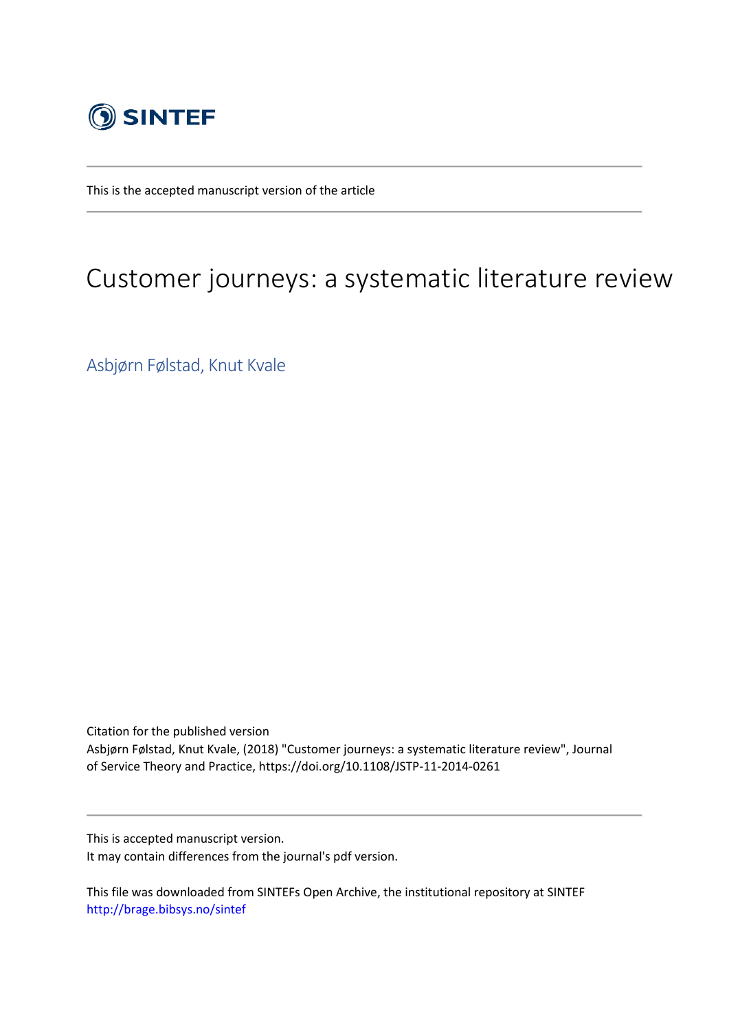SINTEF

This is the accepted manuscript version of the article

# Customer journeys: a systematic literature review

Asbjørn Følstad, Knut Kvale

Citation for the published version
Asbjørn Følstad, Knut Kvale, (2018) "Customer journeys: a systematic literature review", Journal of Service Theory and Practice, https://doi.org/10.1108/JSTP-11-2014-0261

This is accepted manuscript version.
It may contain differences from the journal's pdf version.

This file was downloaded from SINTEFs Open Archive, the institutional repository at SINTEF
http://brage.bibsys.no/sintef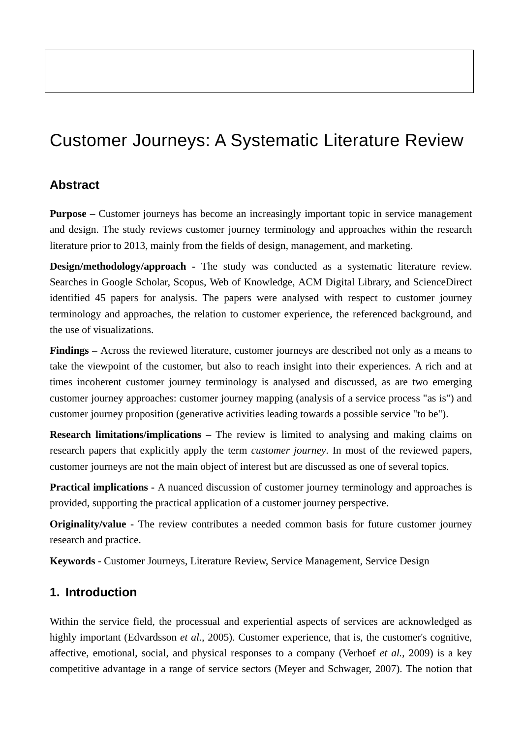# Customer Journeys: A Systematic Literature Review

## Abstract

**Purpose –** Customer journeys has become an increasingly important topic in service management and design. The study reviews customer journey terminology and approaches within the research literature prior to 2013, mainly from the fields of design, management, and marketing.

**Design/methodology/approach -** The study was conducted as a systematic literature review. Searches in Google Scholar, Scopus, Web of Knowledge, ACM Digital Library, and ScienceDirect identified 45 papers for analysis. The papers were analysed with respect to customer journey terminology and approaches, the relation to customer experience, the referenced background, and the use of visualizations.

**Findings –** Across the reviewed literature, customer journeys are described not only as a means to take the viewpoint of the customer, but also to reach insight into their experiences. A rich and at times incoherent customer journey terminology is analysed and discussed, as are two emerging customer journey approaches: customer journey mapping (analysis of a service process "as is") and customer journey proposition (generative activities leading towards a possible service "to be").

**Research limitations/implications –** The review is limited to analysing and making claims on research papers that explicitly apply the term *customer journey*. In most of the reviewed papers, customer journeys are not the main object of interest but are discussed as one of several topics.

**Practical implications** - A nuanced discussion of customer journey terminology and approaches is provided, supporting the practical application of a customer journey perspective.

**Originality/value -** The review contributes a needed common basis for future customer journey research and practice.

**Keywords** - Customer Journeys, Literature Review, Service Management, Service Design

## 1. Introduction

Within the service field, the processual and experiential aspects of services are acknowledged as highly important (Edvardsson *et al.*, 2005). Customer experience, that is, the customer's cognitive, affective, emotional, social, and physical responses to a company (Verhoef *et al.*, 2009) is a key competitive advantage in a range of service sectors (Meyer and Schwager, 2007). The notion that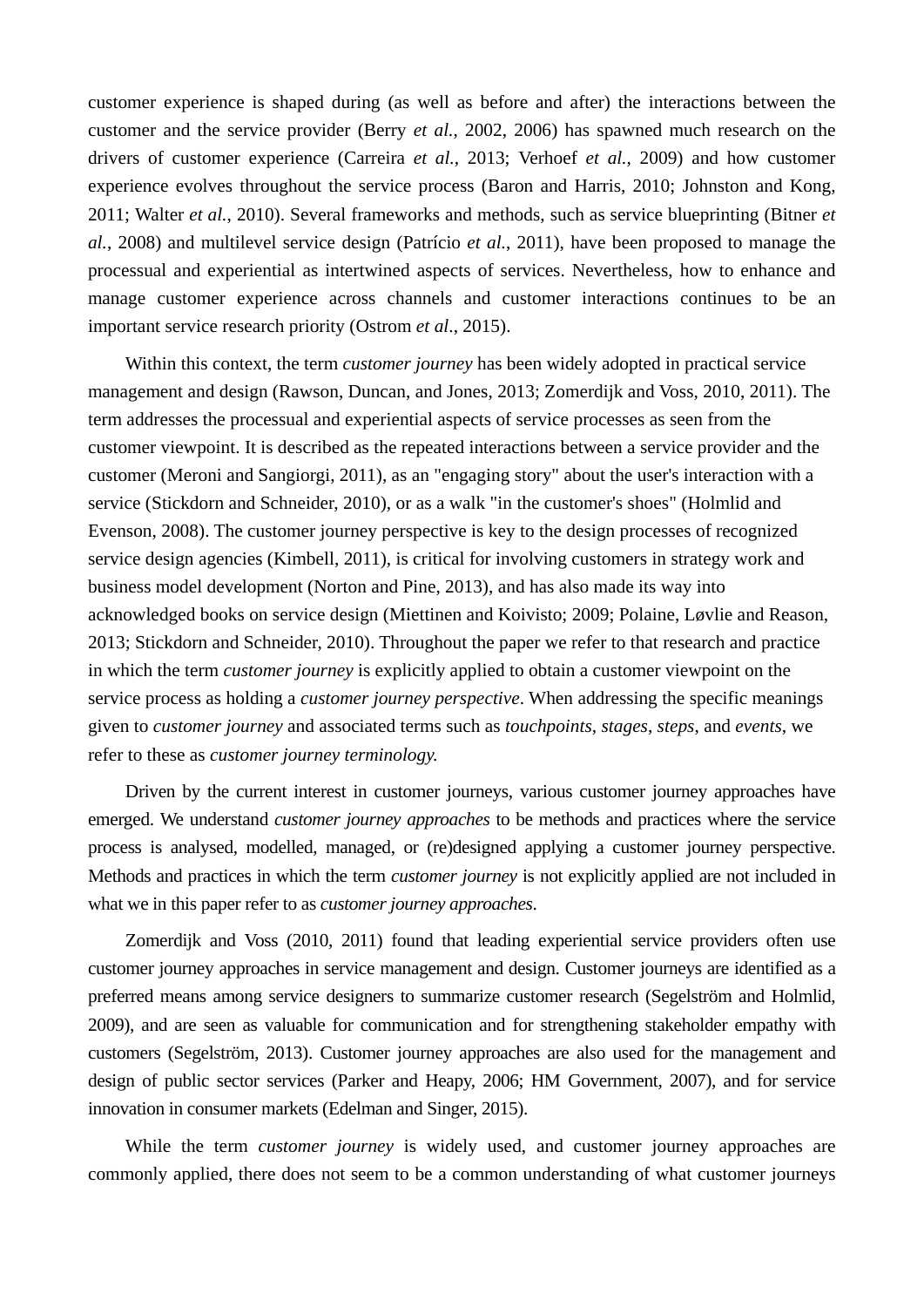customer experience is shaped during (as well as before and after) the interactions between the customer and the service provider (Berry *et al.*, 2002, 2006) has spawned much research on the drivers of customer experience (Carreira *et al.*, 2013; Verhoef *et al.*, 2009) and how customer experience evolves throughout the service process (Baron and Harris, 2010; Johnston and Kong, 2011; Walter *et al.*, 2010). Several frameworks and methods, such as service blueprinting (Bitner *et al.*, 2008) and multilevel service design (Patrício *et al.*, 2011), have been proposed to manage the processual and experiential as intertwined aspects of services. Nevertheless, how to enhance and manage customer experience across channels and customer interactions continues to be an important service research priority (Ostrom *et al*., 2015).

Within this context, the term *customer journey* has been widely adopted in practical service management and design (Rawson, Duncan, and Jones, 2013; Zomerdijk and Voss, 2010, 2011). The term addresses the processual and experiential aspects of service processes as seen from the customer viewpoint. It is described as the repeated interactions between a service provider and the customer (Meroni and Sangiorgi, 2011), as an "engaging story" about the user's interaction with a service (Stickdorn and Schneider, 2010), or as a walk "in the customer's shoes" (Holmlid and Evenson, 2008). The customer journey perspective is key to the design processes of recognized service design agencies (Kimbell, 2011), is critical for involving customers in strategy work and business model development (Norton and Pine, 2013), and has also made its way into acknowledged books on service design (Miettinen and Koivisto; 2009; Polaine, Løvlie and Reason, 2013; Stickdorn and Schneider, 2010). Throughout the paper we refer to that research and practice in which the term *customer journey* is explicitly applied to obtain a customer viewpoint on the service process as holding a *customer journey perspective*. When addressing the specific meanings given to *customer journey* and associated terms such as *touchpoints*, *stages*, *steps*, and *events*, we refer to these as *customer journey terminology.*

Driven by the current interest in customer journeys, various customer journey approaches have emerged. We understand *customer journey approaches* to be methods and practices where the service process is analysed, modelled, managed, or (re)designed applying a customer journey perspective. Methods and practices in which the term *customer journey* is not explicitly applied are not included in what we in this paper refer to as *customer journey approaches*.

Zomerdijk and Voss (2010, 2011) found that leading experiential service providers often use customer journey approaches in service management and design. Customer journeys are identified as a preferred means among service designers to summarize customer research (Segelström and Holmlid, 2009), and are seen as valuable for communication and for strengthening stakeholder empathy with customers (Segelström, 2013). Customer journey approaches are also used for the management and design of public sector services (Parker and Heapy, 2006; HM Government, 2007), and for service innovation in consumer markets (Edelman and Singer, 2015).

While the term *customer journey* is widely used, and customer journey approaches are commonly applied, there does not seem to be a common understanding of what customer journeys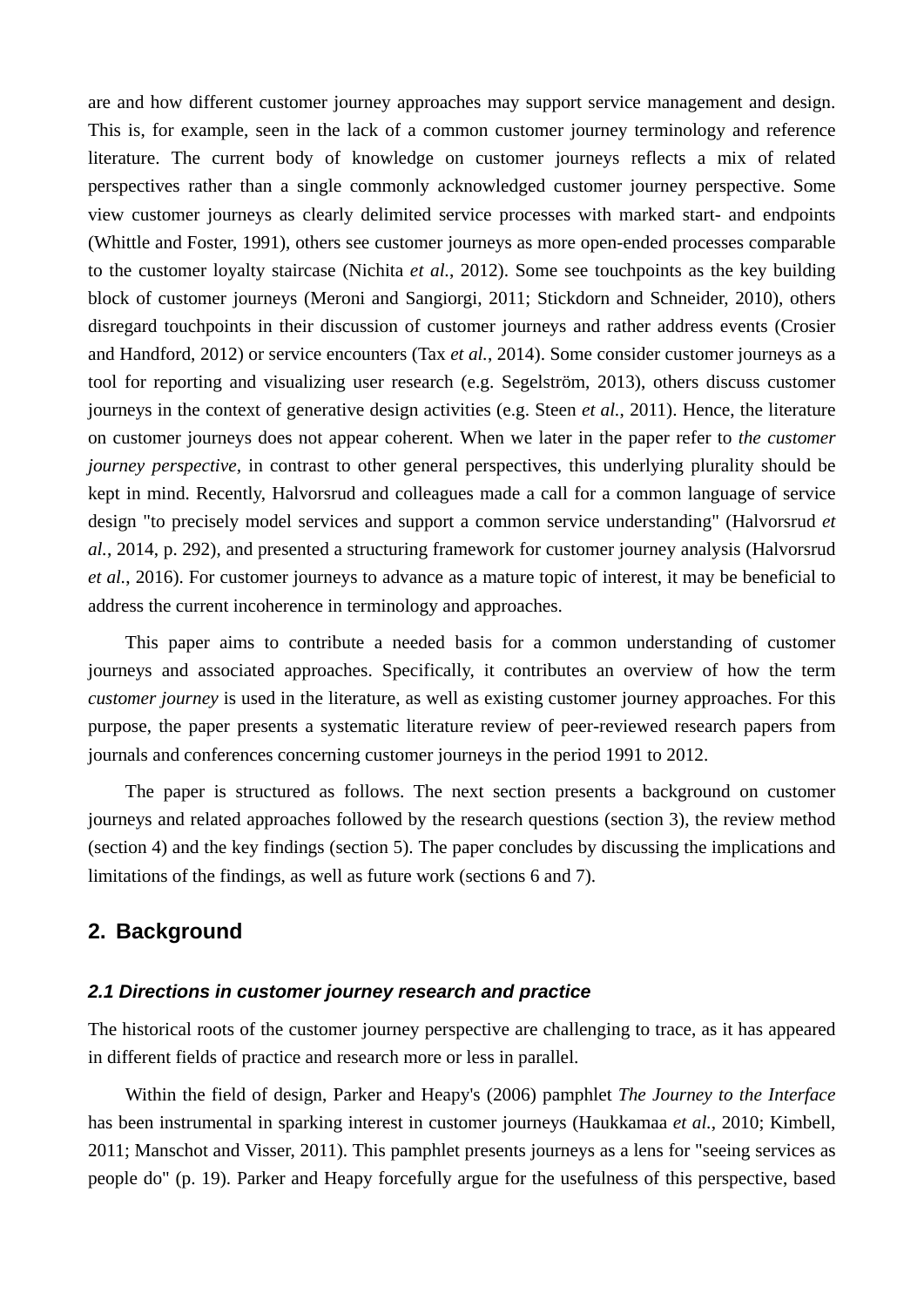are and how different customer journey approaches may support service management and design. This is, for example, seen in the lack of a common customer journey terminology and reference literature. The current body of knowledge on customer journeys reflects a mix of related perspectives rather than a single commonly acknowledged customer journey perspective. Some view customer journeys as clearly delimited service processes with marked start- and endpoints (Whittle and Foster, 1991), others see customer journeys as more open-ended processes comparable to the customer loyalty staircase (Nichita *et al.*, 2012). Some see touchpoints as the key building block of customer journeys (Meroni and Sangiorgi, 2011; Stickdorn and Schneider, 2010), others disregard touchpoints in their discussion of customer journeys and rather address events (Crosier and Handford, 2012) or service encounters (Tax *et al.*, 2014). Some consider customer journeys as a tool for reporting and visualizing user research (e.g. Segelström, 2013), others discuss customer journeys in the context of generative design activities (e.g. Steen *et al.*, 2011). Hence, the literature on customer journeys does not appear coherent. When we later in the paper refer to *the customer journey perspective*, in contrast to other general perspectives, this underlying plurality should be kept in mind. Recently, Halvorsrud and colleagues made a call for a common language of service design "to precisely model services and support a common service understanding" (Halvorsrud *et al.*, 2014, p. 292), and presented a structuring framework for customer journey analysis (Halvorsrud *et al.*, 2016). For customer journeys to advance as a mature topic of interest, it may be beneficial to address the current incoherence in terminology and approaches.

This paper aims to contribute a needed basis for a common understanding of customer journeys and associated approaches. Specifically, it contributes an overview of how the term *customer journey* is used in the literature, as well as existing customer journey approaches. For this purpose, the paper presents a systematic literature review of peer-reviewed research papers from journals and conferences concerning customer journeys in the period 1991 to 2012.

The paper is structured as follows. The next section presents a background on customer journeys and related approaches followed by the research questions (section 3), the review method (section 4) and the key findings (section 5). The paper concludes by discussing the implications and limitations of the findings, as well as future work (sections 6 and 7).

## 2. Background

### 2.1 Directions in customer journey research and practice

The historical roots of the customer journey perspective are challenging to trace, as it has appeared in different fields of practice and research more or less in parallel.

Within the field of design, Parker and Heapy's (2006) pamphlet *The Journey to the Interface* has been instrumental in sparking interest in customer journeys (Haukkamaa *et al.*, 2010; Kimbell, 2011; Manschot and Visser, 2011). This pamphlet presents journeys as a lens for "seeing services as people do" (p. 19). Parker and Heapy forcefully argue for the usefulness of this perspective, based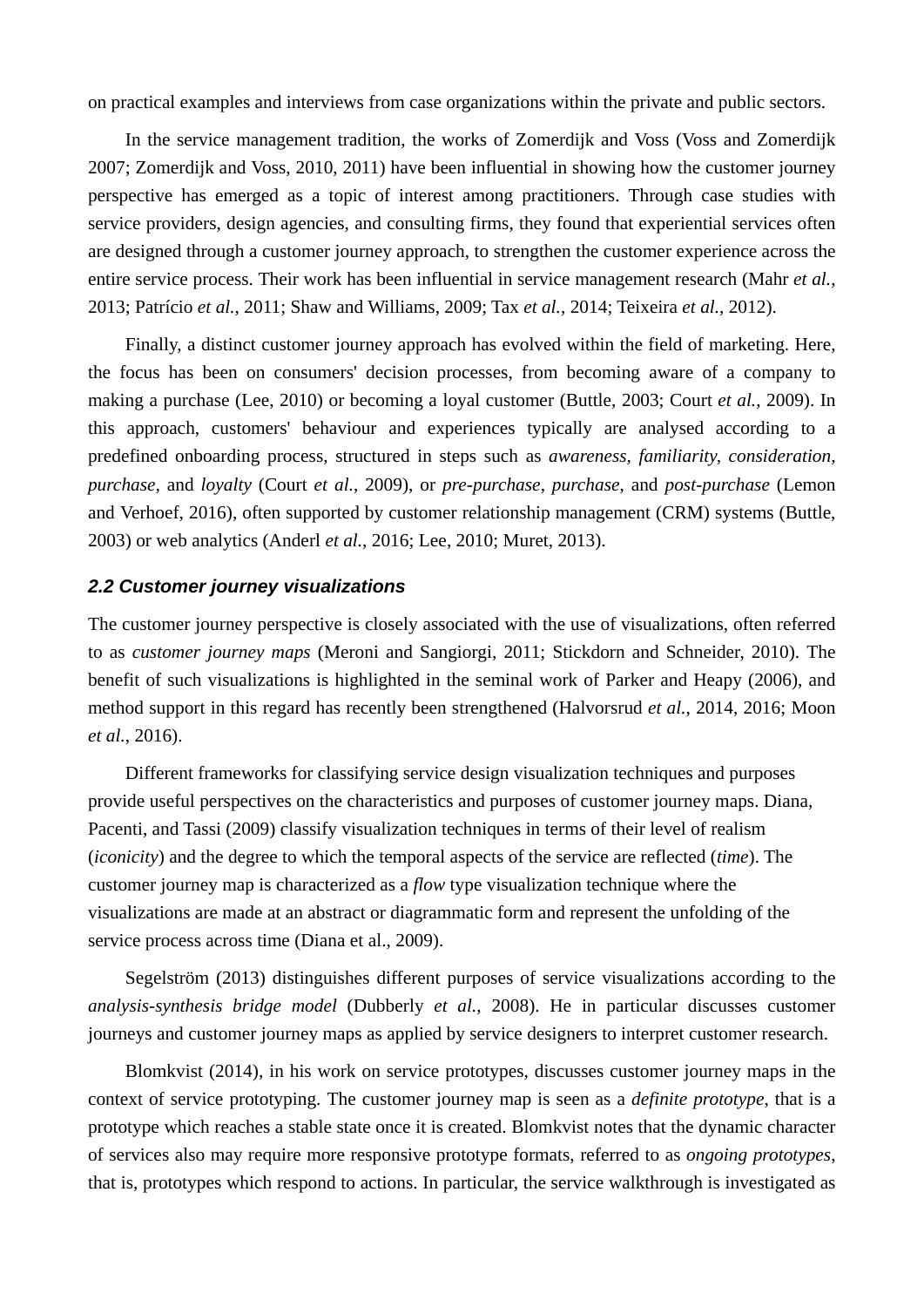on practical examples and interviews from case organizations within the private and public sectors.

In the service management tradition, the works of Zomerdijk and Voss (Voss and Zomerdijk 2007; Zomerdijk and Voss, 2010, 2011) have been influential in showing how the customer journey perspective has emerged as a topic of interest among practitioners. Through case studies with service providers, design agencies, and consulting firms, they found that experiential services often are designed through a customer journey approach, to strengthen the customer experience across the entire service process. Their work has been influential in service management research (Mahr *et al.*, 2013; Patrício *et al.*, 2011; Shaw and Williams, 2009; Tax *et al.*, 2014; Teixeira *et al.*, 2012).

Finally, a distinct customer journey approach has evolved within the field of marketing. Here, the focus has been on consumers' decision processes, from becoming aware of a company to making a purchase (Lee, 2010) or becoming a loyal customer (Buttle, 2003; Court *et al.*, 2009). In this approach, customers' behaviour and experiences typically are analysed according to a predefined onboarding process, structured in steps such as *awareness*, *familiarity*, *consideration*, *purchase*, and *loyalty* (Court *et al.*, 2009), or *pre-purchase*, *purchase*, and *post-purchase* (Lemon and Verhoef, 2016), often supported by customer relationship management (CRM) systems (Buttle, 2003) or web analytics (Anderl *et al.*, 2016; Lee, 2010; Muret, 2013).

### 2.2 Customer journey visualizations

The customer journey perspective is closely associated with the use of visualizations, often referred to as *customer journey maps* (Meroni and Sangiorgi, 2011; Stickdorn and Schneider, 2010). The benefit of such visualizations is highlighted in the seminal work of Parker and Heapy (2006), and method support in this regard has recently been strengthened (Halvorsrud *et al.*, 2014, 2016; Moon *et al.*, 2016).

Different frameworks for classifying service design visualization techniques and purposes provide useful perspectives on the characteristics and purposes of customer journey maps. Diana, Pacenti, and Tassi (2009) classify visualization techniques in terms of their level of realism (*iconicity*) and the degree to which the temporal aspects of the service are reflected (*time*). The customer journey map is characterized as a *flow* type visualization technique where the visualizations are made at an abstract or diagrammatic form and represent the unfolding of the service process across time (Diana et al., 2009).

Segelström (2013) distinguishes different purposes of service visualizations according to the *analysis-synthesis bridge model* (Dubberly *et al.*, 2008). He in particular discusses customer journeys and customer journey maps as applied by service designers to interpret customer research.

Blomkvist (2014), in his work on service prototypes, discusses customer journey maps in the context of service prototyping. The customer journey map is seen as a *definite prototype*, that is a prototype which reaches a stable state once it is created. Blomkvist notes that the dynamic character of services also may require more responsive prototype formats, referred to as *ongoing prototypes*, that is, prototypes which respond to actions. In particular, the service walkthrough is investigated as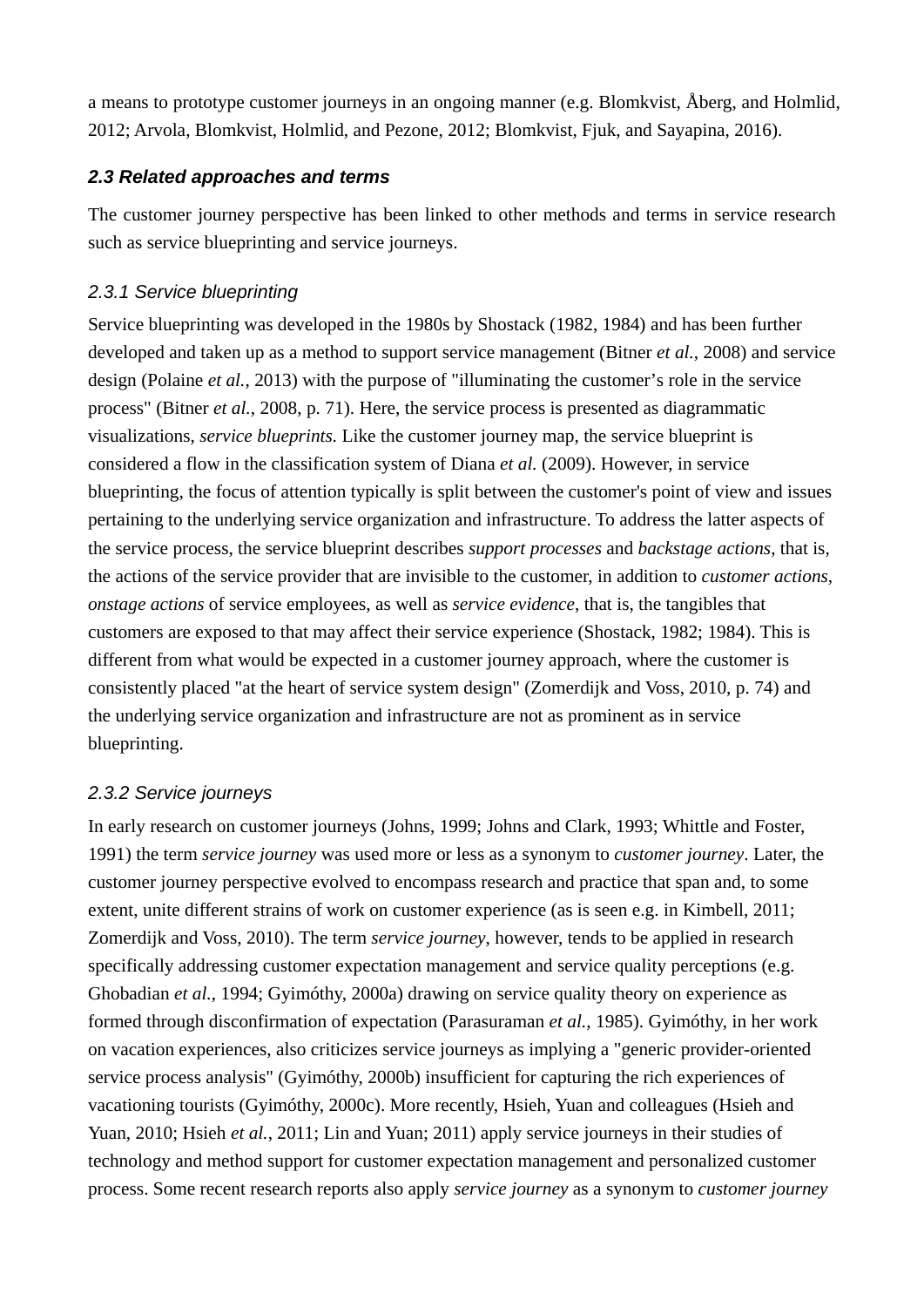a means to prototype customer journeys in an ongoing manner (e.g. Blomkvist, Åberg, and Holmlid, 2012; Arvola, Blomkvist, Holmlid, and Pezone, 2012; Blomkvist, Fjuk, and Sayapina, 2016).

### *2.3 Related approaches and terms*

The customer journey perspective has been linked to other methods and terms in service research such as service blueprinting and service journeys.

#### *2.3.1 Service blueprinting*

Service blueprinting was developed in the 1980s by Shostack (1982, 1984) and has been further developed and taken up as a method to support service management (Bitner *et al.*, 2008) and service design (Polaine *et al.*, 2013) with the purpose of "illuminating the customer's role in the service process" (Bitner *et al.*, 2008, p. 71). Here, the service process is presented as diagrammatic visualizations, *service blueprints.* Like the customer journey map, the service blueprint is considered a flow in the classification system of Diana *et al.* (2009). However, in service blueprinting, the focus of attention typically is split between the customer's point of view and issues pertaining to the underlying service organization and infrastructure. To address the latter aspects of the service process, the service blueprint describes *support processes* and *backstage actions*, that is, the actions of the service provider that are invisible to the customer, in addition to *customer actions*, *onstage actions* of service employees, as well as *service evidence*, that is, the tangibles that customers are exposed to that may affect their service experience (Shostack, 1982; 1984). This is different from what would be expected in a customer journey approach, where the customer is consistently placed "at the heart of service system design" (Zomerdijk and Voss, 2010, p. 74) and the underlying service organization and infrastructure are not as prominent as in service blueprinting.

#### *2.3.2 Service journeys*

In early research on customer journeys (Johns, 1999; Johns and Clark, 1993; Whittle and Foster, 1991) the term *service journey* was used more or less as a synonym to *customer journey*. Later, the customer journey perspective evolved to encompass research and practice that span and, to some extent, unite different strains of work on customer experience (as is seen e.g. in Kimbell, 2011; Zomerdijk and Voss, 2010). The term *service journey*, however, tends to be applied in research specifically addressing customer expectation management and service quality perceptions (e.g. Ghobadian *et al.*, 1994; Gyimóthy, 2000a) drawing on service quality theory on experience as formed through disconfirmation of expectation (Parasuraman *et al.*, 1985). Gyimóthy, in her work on vacation experiences, also criticizes service journeys as implying a "generic provider-oriented service process analysis" (Gyimóthy, 2000b) insufficient for capturing the rich experiences of vacationing tourists (Gyimóthy, 2000c). More recently, Hsieh, Yuan and colleagues (Hsieh and Yuan, 2010; Hsieh *et al.*, 2011; Lin and Yuan; 2011) apply service journeys in their studies of technology and method support for customer expectation management and personalized customer process. Some recent research reports also apply *service journey* as a synonym to *customer journey*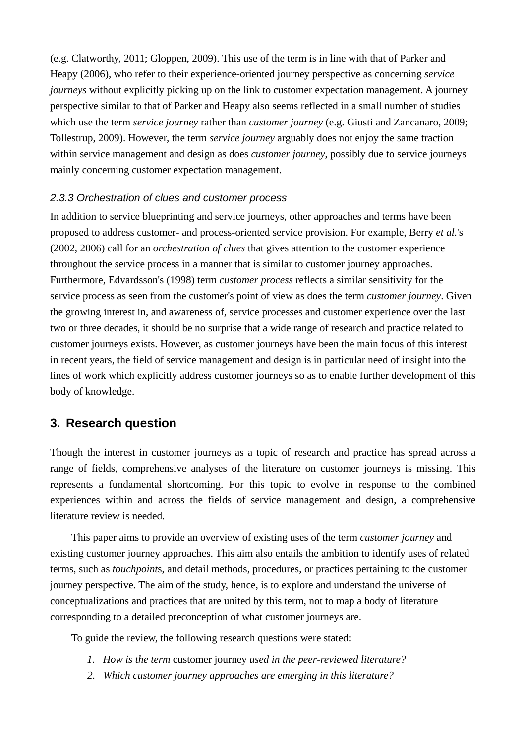(e.g. Clatworthy, 2011; Gloppen, 2009). This use of the term is in line with that of Parker and Heapy (2006), who refer to their experience-oriented journey perspective as concerning *service journeys* without explicitly picking up on the link to customer expectation management. A journey perspective similar to that of Parker and Heapy also seems reflected in a small number of studies which use the term *service journey* rather than *customer journey* (e.g. Giusti and Zancanaro, 2009; Tollestrup, 2009). However, the term *service journey* arguably does not enjoy the same traction within service management and design as does *customer journey*, possibly due to service journeys mainly concerning customer expectation management.

#### *2.3.3 Orchestration of clues and customer process*

In addition to service blueprinting and service journeys, other approaches and terms have been proposed to address customer- and process-oriented service provision. For example, Berry *et al.*'s (2002, 2006) call for an *orchestration of clues* that gives attention to the customer experience throughout the service process in a manner that is similar to customer journey approaches. Furthermore, Edvardsson's (1998) term *customer process* reflects a similar sensitivity for the service process as seen from the customer's point of view as does the term *customer journey*. Given the growing interest in, and awareness of, service processes and customer experience over the last two or three decades, it should be no surprise that a wide range of research and practice related to customer journeys exists. However, as customer journeys have been the main focus of this interest in recent years, the field of service management and design is in particular need of insight into the lines of work which explicitly address customer journeys so as to enable further development of this body of knowledge.

## 3. Research question

Though the interest in customer journeys as a topic of research and practice has spread across a range of fields, comprehensive analyses of the literature on customer journeys is missing. This represents a fundamental shortcoming. For this topic to evolve in response to the combined experiences within and across the fields of service management and design, a comprehensive literature review is needed.

This paper aims to provide an overview of existing uses of the term *customer journey* and existing customer journey approaches. This aim also entails the ambition to identify uses of related terms, such as *touchpoint*s, and detail methods, procedures, or practices pertaining to the customer journey perspective. The aim of the study, hence, is to explore and understand the universe of conceptualizations and practices that are united by this term, not to map a body of literature corresponding to a detailed preconception of what customer journeys are.

To guide the review, the following research questions were stated:

1. *How is the term* customer journey *used in the peer-reviewed literature?*
2. *Which customer journey approaches are emerging in this literature?*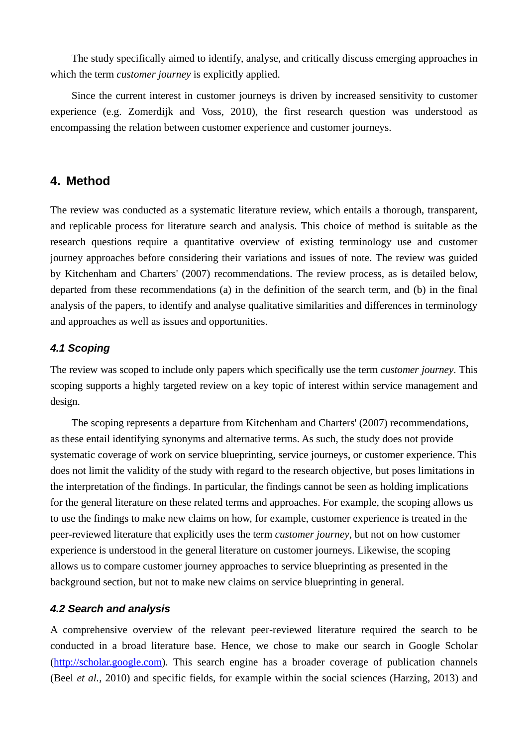The study specifically aimed to identify, analyse, and critically discuss emerging approaches in which the term *customer journey* is explicitly applied.

Since the current interest in customer journeys is driven by increased sensitivity to customer experience (e.g. Zomerdijk and Voss, 2010), the first research question was understood as encompassing the relation between customer experience and customer journeys.

## 4. Method

The review was conducted as a systematic literature review, which entails a thorough, transparent, and replicable process for literature search and analysis. This choice of method is suitable as the research questions require a quantitative overview of existing terminology use and customer journey approaches before considering their variations and issues of note. The review was guided by Kitchenham and Charters' (2007) recommendations. The review process, as is detailed below, departed from these recommendations (a) in the definition of the search term, and (b) in the final analysis of the papers, to identify and analyse qualitative similarities and differences in terminology and approaches as well as issues and opportunities.

### *4.1 Scoping*

The review was scoped to include only papers which specifically use the term *customer journey*. This scoping supports a highly targeted review on a key topic of interest within service management and design.

The scoping represents a departure from Kitchenham and Charters' (2007) recommendations, as these entail identifying synonyms and alternative terms. As such, the study does not provide systematic coverage of work on service blueprinting, service journeys, or customer experience. This does not limit the validity of the study with regard to the research objective, but poses limitations in the interpretation of the findings. In particular, the findings cannot be seen as holding implications for the general literature on these related terms and approaches. For example, the scoping allows us to use the findings to make new claims on how, for example, customer experience is treated in the peer-reviewed literature that explicitly uses the term *customer journey*, but not on how customer experience is understood in the general literature on customer journeys. Likewise, the scoping allows us to compare customer journey approaches to service blueprinting as presented in the background section, but not to make new claims on service blueprinting in general.

### *4.2 Search and analysis*

A comprehensive overview of the relevant peer-reviewed literature required the search to be conducted in a broad literature base. Hence, we chose to make our search in Google Scholar (http://scholar.google.com). This search engine has a broader coverage of publication channels (Beel *et al.*, 2010) and specific fields, for example within the social sciences (Harzing, 2013) and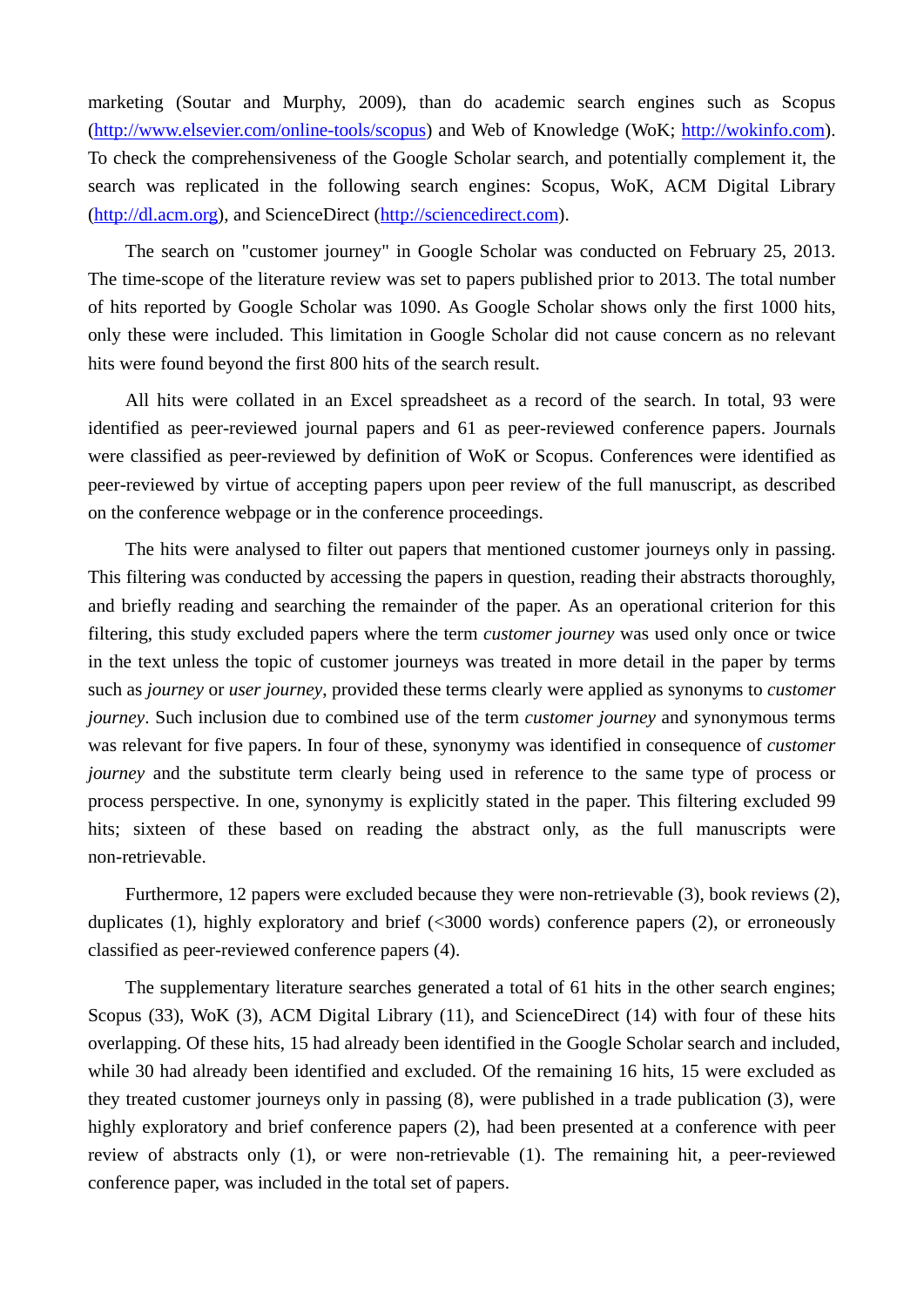marketing (Soutar and Murphy, 2009), than do academic search engines such as Scopus (http://www.elsevier.com/online-tools/scopus) and Web of Knowledge (WoK; http://wokinfo.com). To check the comprehensiveness of the Google Scholar search, and potentially complement it, the search was replicated in the following search engines: Scopus, WoK, ACM Digital Library (http://dl.acm.org), and ScienceDirect (http://sciencedirect.com).

The search on "customer journey" in Google Scholar was conducted on February 25, 2013. The time-scope of the literature review was set to papers published prior to 2013. The total number of hits reported by Google Scholar was 1090. As Google Scholar shows only the first 1000 hits, only these were included. This limitation in Google Scholar did not cause concern as no relevant hits were found beyond the first 800 hits of the search result.

All hits were collated in an Excel spreadsheet as a record of the search. In total, 93 were identified as peer-reviewed journal papers and 61 as peer-reviewed conference papers. Journals were classified as peer-reviewed by definition of WoK or Scopus. Conferences were identified as peer-reviewed by virtue of accepting papers upon peer review of the full manuscript, as described on the conference webpage or in the conference proceedings.

The hits were analysed to filter out papers that mentioned customer journeys only in passing. This filtering was conducted by accessing the papers in question, reading their abstracts thoroughly, and briefly reading and searching the remainder of the paper. As an operational criterion for this filtering, this study excluded papers where the term *customer journey* was used only once or twice in the text unless the topic of customer journeys was treated in more detail in the paper by terms such as *journey* or *user journey*, provided these terms clearly were applied as synonyms to *customer journey*. Such inclusion due to combined use of the term *customer journey* and synonymous terms was relevant for five papers. In four of these, synonymy was identified in consequence of *customer journey* and the substitute term clearly being used in reference to the same type of process or process perspective. In one, synonymy is explicitly stated in the paper. This filtering excluded 99 hits; sixteen of these based on reading the abstract only, as the full manuscripts were non-retrievable.

Furthermore, 12 papers were excluded because they were non-retrievable (3), book reviews (2), duplicates (1), highly exploratory and brief (<3000 words) conference papers (2), or erroneously classified as peer-reviewed conference papers (4).

The supplementary literature searches generated a total of 61 hits in the other search engines; Scopus (33), WoK (3), ACM Digital Library (11), and ScienceDirect (14) with four of these hits overlapping. Of these hits, 15 had already been identified in the Google Scholar search and included, while 30 had already been identified and excluded. Of the remaining 16 hits, 15 were excluded as they treated customer journeys only in passing (8), were published in a trade publication (3), were highly exploratory and brief conference papers (2), had been presented at a conference with peer review of abstracts only (1), or were non-retrievable (1). The remaining hit, a peer-reviewed conference paper, was included in the total set of papers.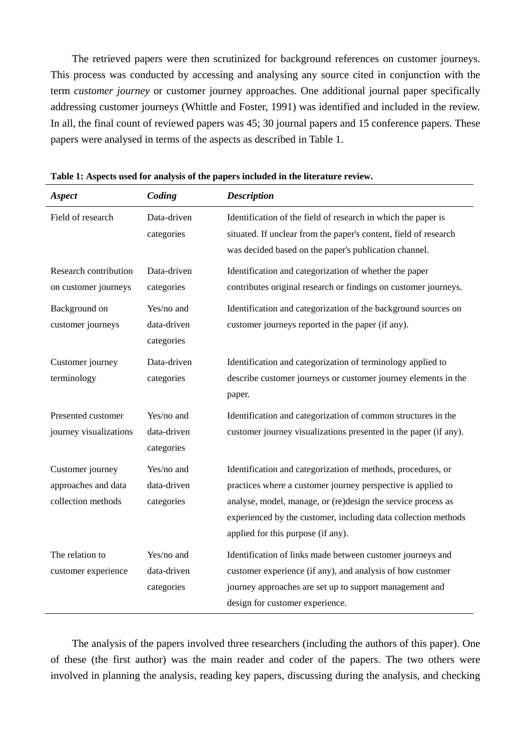The retrieved papers were then scrutinized for background references on customer journeys. This process was conducted by accessing and analysing any source cited in conjunction with the term *customer journey* or customer journey approaches. One additional journal paper specifically addressing customer journeys (Whittle and Foster, 1991) was identified and included in the review. In all, the final count of reviewed papers was 45; 30 journal papers and 15 conference papers. These papers were analysed in terms of the aspects as described in Table 1.

**Table 1: Aspects used for analysis of the papers included in the literature review.**

| *Aspect* | *Coding* | *Description* |
|---|---|---|
| Field of research | Data-driven categories | Identification of the field of research in which the paper is situated. If unclear from the paper's content, field of research was decided based on the paper's publication channel. |
| Research contribution on customer journeys | Data-driven categories | Identification and categorization of whether the paper contributes original research or findings on customer journeys. |
| Background on customer journeys | Yes/no and data-driven categories | Identification and categorization of the background sources on customer journeys reported in the paper (if any). |
| Customer journey terminology | Data-driven categories | Identification and categorization of terminology applied to describe customer journeys or customer journey elements in the paper. |
| Presented customer journey visualizations | Yes/no and data-driven categories | Identification and categorization of common structures in the customer journey visualizations presented in the paper (if any). |
| Customer journey approaches and data collection methods | Yes/no and data-driven categories | Identification and categorization of methods, procedures, or practices where a customer journey perspective is applied to analyse, model, manage, or (re)design the service process as experienced by the customer, including data collection methods applied for this purpose (if any). |
| The relation to customer experience | Yes/no and data-driven categories | Identification of links made between customer journeys and customer experience (if any), and analysis of how customer journey approaches are set up to support management and design for customer experience. |

The analysis of the papers involved three researchers (including the authors of this paper). One of these (the first author) was the main reader and coder of the papers. The two others were involved in planning the analysis, reading key papers, discussing during the analysis, and checking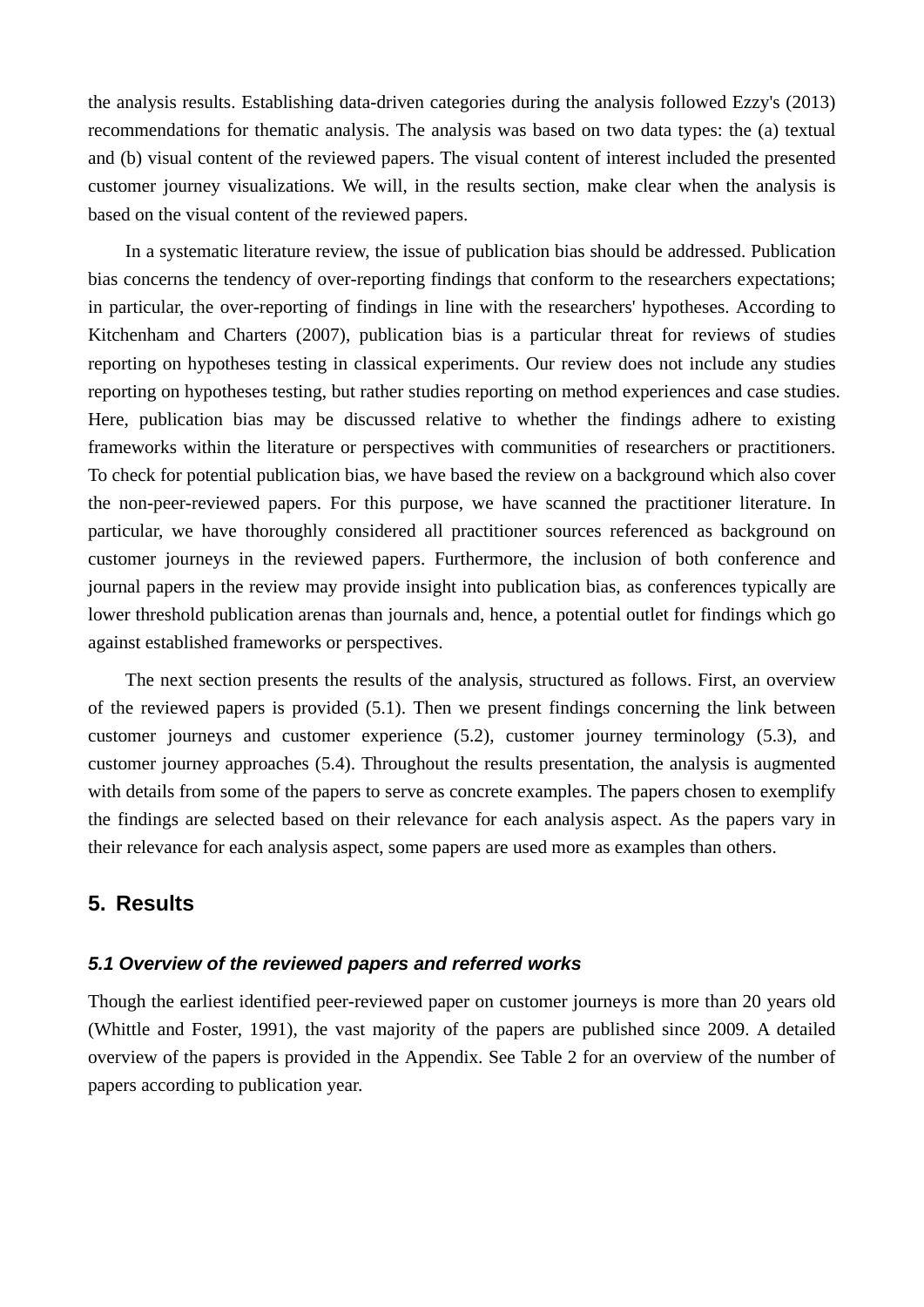the analysis results. Establishing data-driven categories during the analysis followed Ezzy's (2013) recommendations for thematic analysis. The analysis was based on two data types: the (a) textual and (b) visual content of the reviewed papers. The visual content of interest included the presented customer journey visualizations. We will, in the results section, make clear when the analysis is based on the visual content of the reviewed papers.

In a systematic literature review, the issue of publication bias should be addressed. Publication bias concerns the tendency of over-reporting findings that conform to the researchers expectations; in particular, the over-reporting of findings in line with the researchers' hypotheses. According to Kitchenham and Charters (2007), publication bias is a particular threat for reviews of studies reporting on hypotheses testing in classical experiments. Our review does not include any studies reporting on hypotheses testing, but rather studies reporting on method experiences and case studies. Here, publication bias may be discussed relative to whether the findings adhere to existing frameworks within the literature or perspectives with communities of researchers or practitioners. To check for potential publication bias, we have based the review on a background which also cover the non-peer-reviewed papers. For this purpose, we have scanned the practitioner literature. In particular, we have thoroughly considered all practitioner sources referenced as background on customer journeys in the reviewed papers. Furthermore, the inclusion of both conference and journal papers in the review may provide insight into publication bias, as conferences typically are lower threshold publication arenas than journals and, hence, a potential outlet for findings which go against established frameworks or perspectives.

The next section presents the results of the analysis, structured as follows. First, an overview of the reviewed papers is provided (5.1). Then we present findings concerning the link between customer journeys and customer experience (5.2), customer journey terminology (5.3), and customer journey approaches (5.4). Throughout the results presentation, the analysis is augmented with details from some of the papers to serve as concrete examples. The papers chosen to exemplify the findings are selected based on their relevance for each analysis aspect. As the papers vary in their relevance for each analysis aspect, some papers are used more as examples than others.

## 5. Results

### *5.1 Overview of the reviewed papers and referred works*

Though the earliest identified peer-reviewed paper on customer journeys is more than 20 years old (Whittle and Foster, 1991), the vast majority of the papers are published since 2009. A detailed overview of the papers is provided in the Appendix. See Table 2 for an overview of the number of papers according to publication year.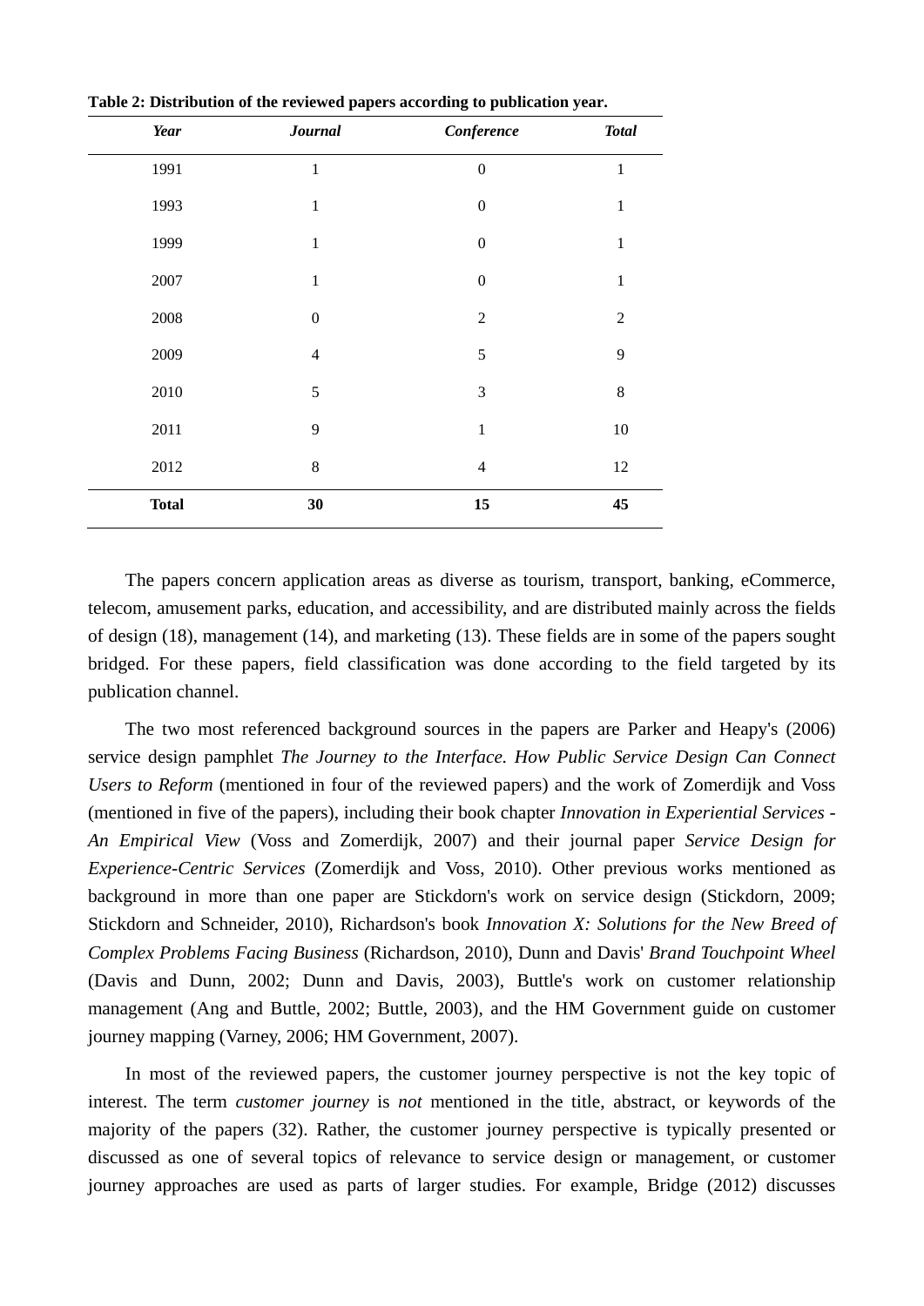**Table 2: Distribution of the reviewed papers according to publication year.**

| *Year* | *Journal* | *Conference* | *Total* |
|---|---|---|---|
| 1991 | 1 | 0 | 1 |
| 1993 | 1 | 0 | 1 |
| 1999 | 1 | 0 | 1 |
| 2007 | 1 | 0 | 1 |
| 2008 | 0 | 2 | 2 |
| 2009 | 4 | 5 | 9 |
| 2010 | 5 | 3 | 8 |
| 2011 | 9 | 1 | 10 |
| 2012 | 8 | 4 | 12 |
| **Total** | **30** | **15** | **45** |

The papers concern application areas as diverse as tourism, transport, banking, eCommerce, telecom, amusement parks, education, and accessibility, and are distributed mainly across the fields of design (18), management (14), and marketing (13). These fields are in some of the papers sought bridged. For these papers, field classification was done according to the field targeted by its publication channel.

The two most referenced background sources in the papers are Parker and Heapy's (2006) service design pamphlet *The Journey to the Interface. How Public Service Design Can Connect Users to Reform* (mentioned in four of the reviewed papers) and the work of Zomerdijk and Voss (mentioned in five of the papers), including their book chapter *Innovation in Experiential Services - An Empirical View* (Voss and Zomerdijk, 2007) and their journal paper *Service Design for Experience-Centric Services* (Zomerdijk and Voss, 2010). Other previous works mentioned as background in more than one paper are Stickdorn's work on service design (Stickdorn, 2009; Stickdorn and Schneider, 2010), Richardson's book *Innovation X: Solutions for the New Breed of Complex Problems Facing Business* (Richardson, 2010), Dunn and Davis' *Brand Touchpoint Wheel* (Davis and Dunn, 2002; Dunn and Davis, 2003), Buttle's work on customer relationship management (Ang and Buttle, 2002; Buttle, 2003), and the HM Government guide on customer journey mapping (Varney, 2006; HM Government, 2007).

In most of the reviewed papers, the customer journey perspective is not the key topic of interest. The term *customer journey* is *not* mentioned in the title, abstract, or keywords of the majority of the papers (32). Rather, the customer journey perspective is typically presented or discussed as one of several topics of relevance to service design or management, or customer journey approaches are used as parts of larger studies. For example, Bridge (2012) discusses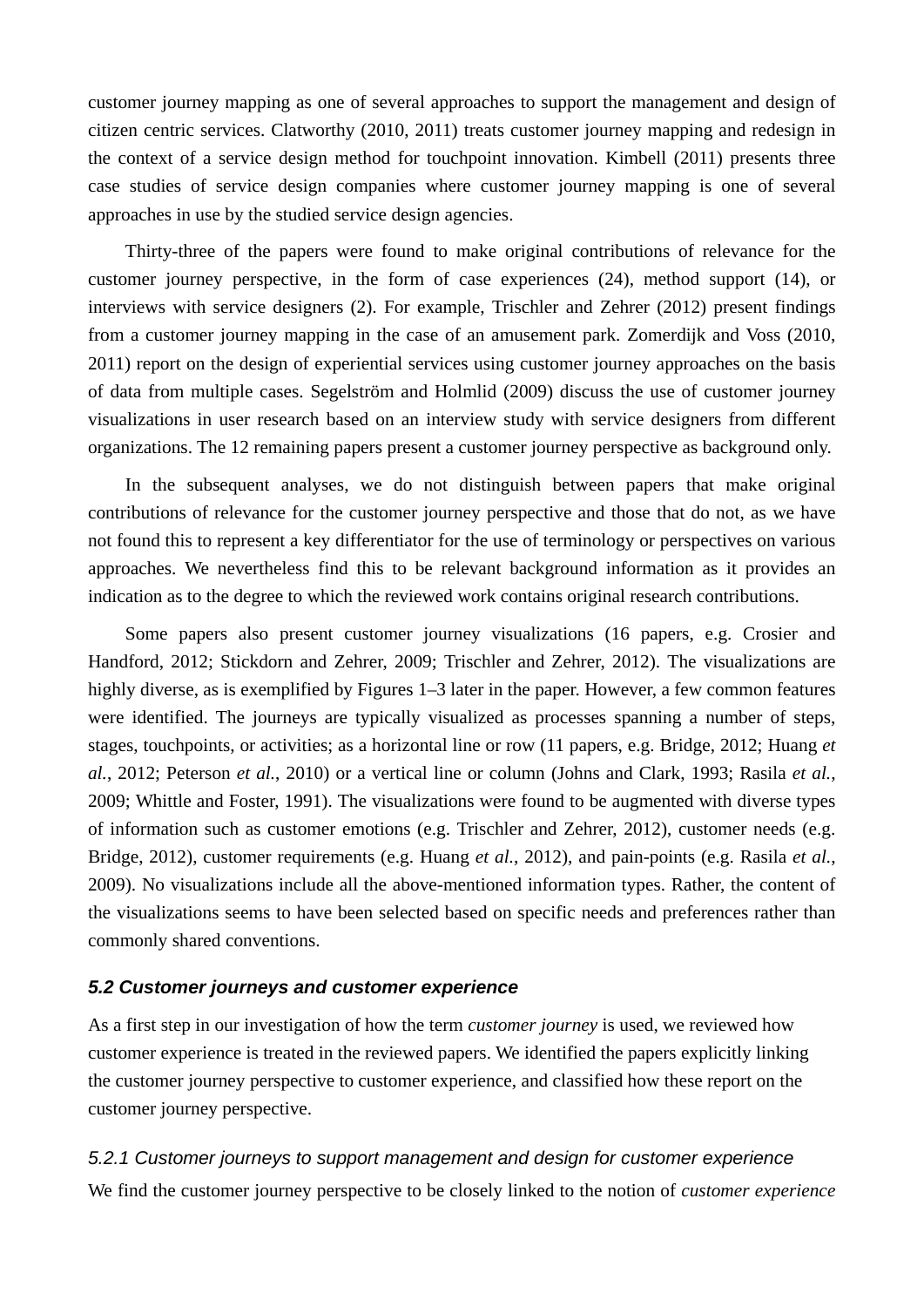customer journey mapping as one of several approaches to support the management and design of citizen centric services. Clatworthy (2010, 2011) treats customer journey mapping and redesign in the context of a service design method for touchpoint innovation. Kimbell (2011) presents three case studies of service design companies where customer journey mapping is one of several approaches in use by the studied service design agencies.

Thirty-three of the papers were found to make original contributions of relevance for the customer journey perspective, in the form of case experiences (24), method support (14), or interviews with service designers (2). For example, Trischler and Zehrer (2012) present findings from a customer journey mapping in the case of an amusement park. Zomerdijk and Voss (2010, 2011) report on the design of experiential services using customer journey approaches on the basis of data from multiple cases. Segelström and Holmlid (2009) discuss the use of customer journey visualizations in user research based on an interview study with service designers from different organizations. The 12 remaining papers present a customer journey perspective as background only.

In the subsequent analyses, we do not distinguish between papers that make original contributions of relevance for the customer journey perspective and those that do not, as we have not found this to represent a key differentiator for the use of terminology or perspectives on various approaches. We nevertheless find this to be relevant background information as it provides an indication as to the degree to which the reviewed work contains original research contributions.

Some papers also present customer journey visualizations (16 papers, e.g. Crosier and Handford, 2012; Stickdorn and Zehrer, 2009; Trischler and Zehrer, 2012). The visualizations are highly diverse, as is exemplified by Figures 1–3 later in the paper. However, a few common features were identified. The journeys are typically visualized as processes spanning a number of steps, stages, touchpoints, or activities; as a horizontal line or row (11 papers, e.g. Bridge, 2012; Huang *et al.*, 2012; Peterson *et al.*, 2010) or a vertical line or column (Johns and Clark, 1993; Rasila *et al.*, 2009; Whittle and Foster, 1991). The visualizations were found to be augmented with diverse types of information such as customer emotions (e.g. Trischler and Zehrer, 2012), customer needs (e.g. Bridge, 2012), customer requirements (e.g. Huang *et al.*, 2012), and pain-points (e.g. Rasila *et al.*, 2009). No visualizations include all the above-mentioned information types. Rather, the content of the visualizations seems to have been selected based on specific needs and preferences rather than commonly shared conventions.

### 5.2 Customer journeys and customer experience

As a first step in our investigation of how the term *customer journey* is used, we reviewed how customer experience is treated in the reviewed papers. We identified the papers explicitly linking the customer journey perspective to customer experience, and classified how these report on the customer journey perspective.

#### 5.2.1 Customer journeys to support management and design for customer experience

We find the customer journey perspective to be closely linked to the notion of *customer experience*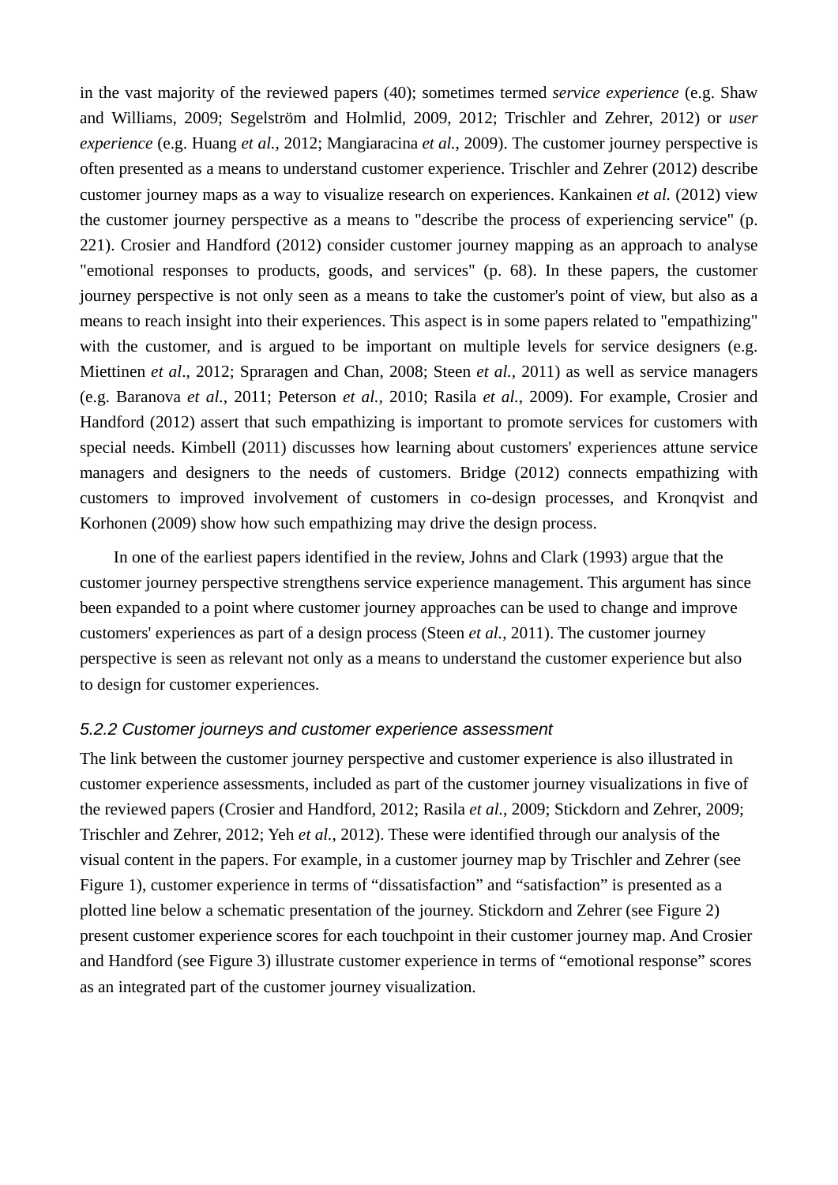in the vast majority of the reviewed papers (40); sometimes termed *service experience* (e.g. Shaw and Williams, 2009; Segelström and Holmlid, 2009, 2012; Trischler and Zehrer, 2012) or *user experience* (e.g. Huang *et al.*, 2012; Mangiaracina *et al.*, 2009). The customer journey perspective is often presented as a means to understand customer experience. Trischler and Zehrer (2012) describe customer journey maps as a way to visualize research on experiences. Kankainen *et al.* (2012) view the customer journey perspective as a means to "describe the process of experiencing service" (p. 221). Crosier and Handford (2012) consider customer journey mapping as an approach to analyse "emotional responses to products, goods, and services" (p. 68). In these papers, the customer journey perspective is not only seen as a means to take the customer's point of view, but also as a means to reach insight into their experiences. This aspect is in some papers related to "empathizing" with the customer, and is argued to be important on multiple levels for service designers (e.g. Miettinen *et al*., 2012; Spraragen and Chan, 2008; Steen *et al.*, 2011) as well as service managers (e.g. Baranova *et al.*, 2011; Peterson *et al.*, 2010; Rasila *et al.*, 2009). For example, Crosier and Handford (2012) assert that such empathizing is important to promote services for customers with special needs. Kimbell (2011) discusses how learning about customers' experiences attune service managers and designers to the needs of customers. Bridge (2012) connects empathizing with customers to improved involvement of customers in co-design processes, and Kronqvist and Korhonen (2009) show how such empathizing may drive the design process.

In one of the earliest papers identified in the review, Johns and Clark (1993) argue that the customer journey perspective strengthens service experience management. This argument has since been expanded to a point where customer journey approaches can be used to change and improve customers' experiences as part of a design process (Steen *et al.*, 2011). The customer journey perspective is seen as relevant not only as a means to understand the customer experience but also to design for customer experiences.

### *5.2.2 Customer journeys and customer experience assessment*

The link between the customer journey perspective and customer experience is also illustrated in customer experience assessments, included as part of the customer journey visualizations in five of the reviewed papers (Crosier and Handford, 2012; Rasila *et al.*, 2009; Stickdorn and Zehrer, 2009; Trischler and Zehrer, 2012; Yeh *et al.*, 2012). These were identified through our analysis of the visual content in the papers. For example, in a customer journey map by Trischler and Zehrer (see Figure 1), customer experience in terms of "dissatisfaction" and "satisfaction" is presented as a plotted line below a schematic presentation of the journey. Stickdorn and Zehrer (see Figure 2) present customer experience scores for each touchpoint in their customer journey map. And Crosier and Handford (see Figure 3) illustrate customer experience in terms of "emotional response" scores as an integrated part of the customer journey visualization.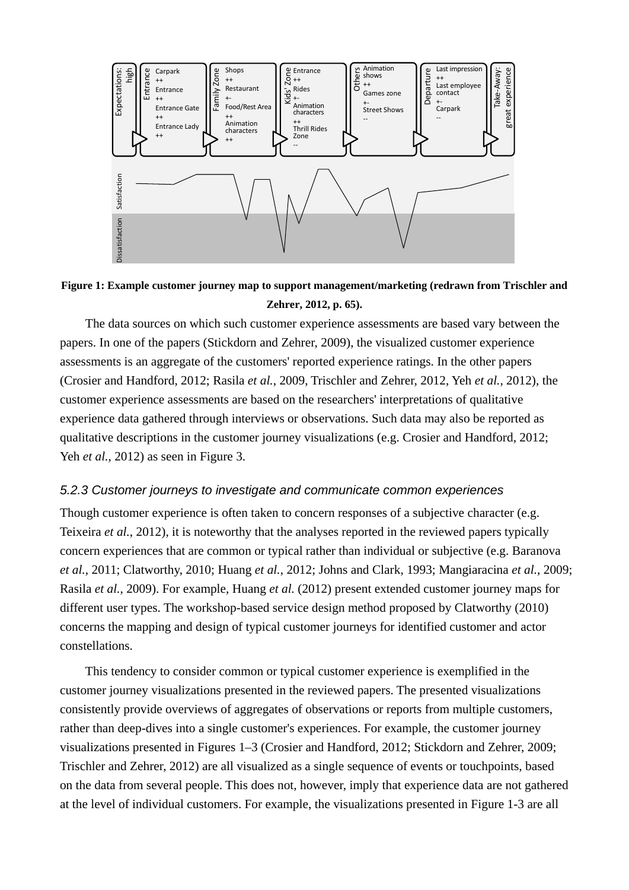**Figure 1: Example customer journey map to support management/marketing (redrawn from Trischler and Zehrer, 2012, p. 65).**

The data sources on which such customer experience assessments are based vary between the papers. In one of the papers (Stickdorn and Zehrer, 2009), the visualized customer experience assessments is an aggregate of the customers' reported experience ratings. In the other papers (Crosier and Handford, 2012; Rasila *et al.*, 2009, Trischler and Zehrer, 2012, Yeh *et al.*, 2012), the customer experience assessments are based on the researchers' interpretations of qualitative experience data gathered through interviews or observations. Such data may also be reported as qualitative descriptions in the customer journey visualizations (e.g. Crosier and Handford, 2012; Yeh *et al.*, 2012) as seen in Figure 3.

### *5.2.3 Customer journeys to investigate and communicate common experiences*

Though customer experience is often taken to concern responses of a subjective character (e.g. Teixeira *et al.*, 2012), it is noteworthy that the analyses reported in the reviewed papers typically concern experiences that are common or typical rather than individual or subjective (e.g. Baranova *et al.*, 2011; Clatworthy, 2010; Huang *et al.*, 2012; Johns and Clark, 1993; Mangiaracina *et al.*, 2009; Rasila *et al.*, 2009). For example, Huang *et al.* (2012) present extended customer journey maps for different user types. The workshop-based service design method proposed by Clatworthy (2010) concerns the mapping and design of typical customer journeys for identified customer and actor constellations.

This tendency to consider common or typical customer experience is exemplified in the customer journey visualizations presented in the reviewed papers. The presented visualizations consistently provide overviews of aggregates of observations or reports from multiple customers, rather than deep-dives into a single customer's experiences. For example, the customer journey visualizations presented in Figures 1–3 (Crosier and Handford, 2012; Stickdorn and Zehrer, 2009; Trischler and Zehrer, 2012) are all visualized as a single sequence of events or touchpoints, based on the data from several people. This does not, however, imply that experience data are not gathered at the level of individual customers. For example, the visualizations presented in Figure 1-3 are all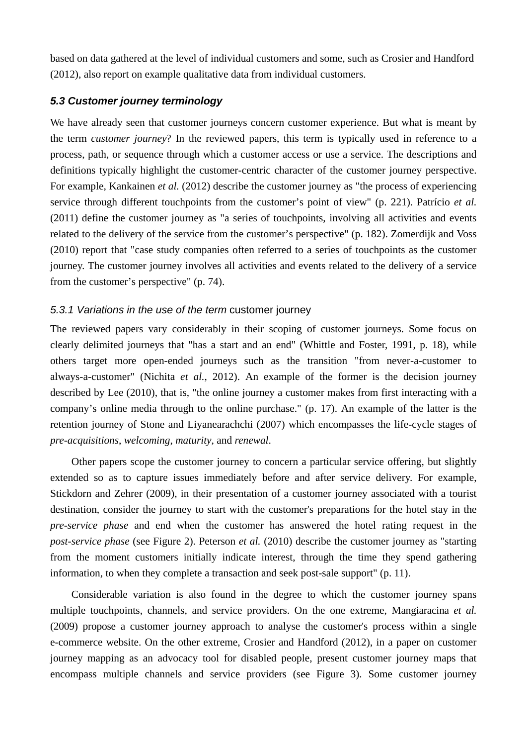based on data gathered at the level of individual customers and some, such as Crosier and Handford (2012), also report on example qualitative data from individual customers.

### *5.3 Customer journey terminology*

We have already seen that customer journeys concern customer experience. But what is meant by the term *customer journey*? In the reviewed papers, this term is typically used in reference to a process, path, or sequence through which a customer access or use a service. The descriptions and definitions typically highlight the customer-centric character of the customer journey perspective. For example, Kankainen *et al.* (2012) describe the customer journey as "the process of experiencing service through different touchpoints from the customer's point of view" (p. 221). Patrício *et al.* (2011) define the customer journey as "a series of touchpoints, involving all activities and events related to the delivery of the service from the customer's perspective" (p. 182). Zomerdijk and Voss (2010) report that "case study companies often referred to a series of touchpoints as the customer journey. The customer journey involves all activities and events related to the delivery of a service from the customer's perspective" (p. 74).

#### *5.3.1 Variations in the use of the term* customer journey

The reviewed papers vary considerably in their scoping of customer journeys. Some focus on clearly delimited journeys that "has a start and an end" (Whittle and Foster, 1991, p. 18), while others target more open-ended journeys such as the transition "from never-a-customer to always-a-customer" (Nichita *et al.*, 2012). An example of the former is the decision journey described by Lee (2010), that is, "the online journey a customer makes from first interacting with a company's online media through to the online purchase." (p. 17). An example of the latter is the retention journey of Stone and Liyanearachchi (2007) which encompasses the life-cycle stages of *pre-acquisitions*, *welcoming*, *maturity*, and *renewal*.

Other papers scope the customer journey to concern a particular service offering, but slightly extended so as to capture issues immediately before and after service delivery. For example, Stickdorn and Zehrer (2009), in their presentation of a customer journey associated with a tourist destination, consider the journey to start with the customer's preparations for the hotel stay in the *pre-service phase* and end when the customer has answered the hotel rating request in the *post-service phase* (see Figure 2). Peterson *et al.* (2010) describe the customer journey as "starting from the moment customers initially indicate interest, through the time they spend gathering information, to when they complete a transaction and seek post-sale support" (p. 11).

Considerable variation is also found in the degree to which the customer journey spans multiple touchpoints, channels, and service providers. On the one extreme, Mangiaracina *et al.* (2009) propose a customer journey approach to analyse the customer's process within a single e-commerce website. On the other extreme, Crosier and Handford (2012), in a paper on customer journey mapping as an advocacy tool for disabled people, present customer journey maps that encompass multiple channels and service providers (see Figure 3). Some customer journey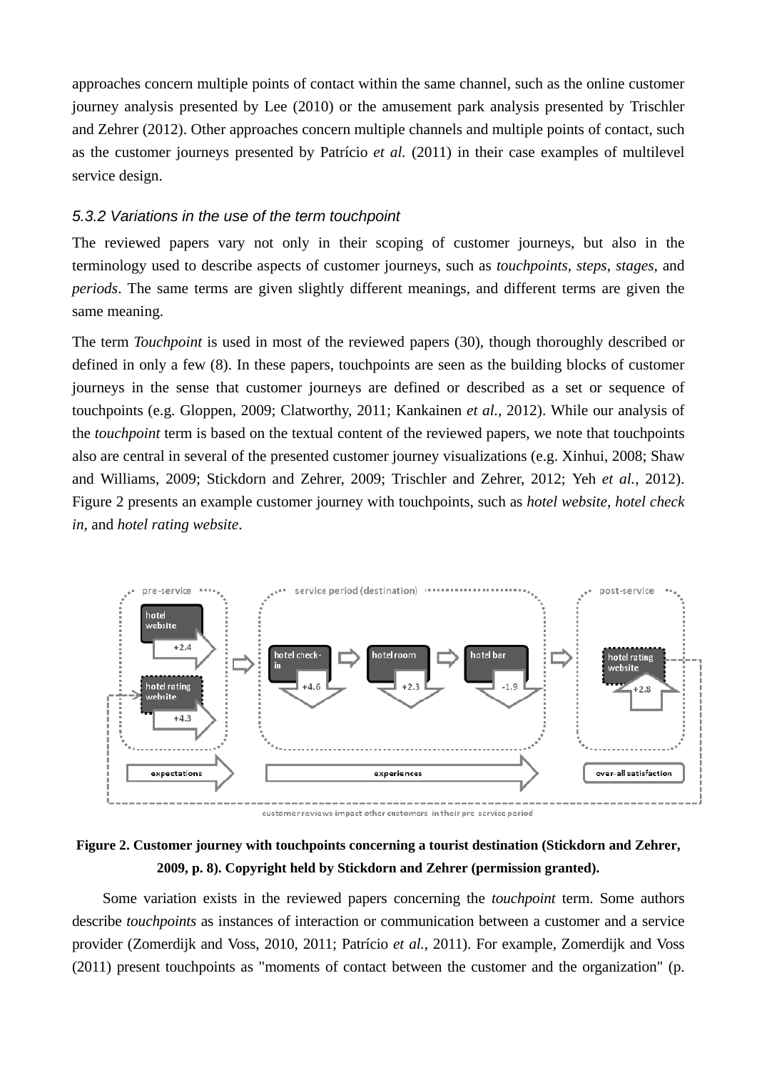approaches concern multiple points of contact within the same channel, such as the online customer journey analysis presented by Lee (2010) or the amusement park analysis presented by Trischler and Zehrer (2012). Other approaches concern multiple channels and multiple points of contact, such as the customer journeys presented by Patrício *et al.* (2011) in their case examples of multilevel service design.

### *5.3.2 Variations in the use of the term touchpoint*

The reviewed papers vary not only in their scoping of customer journeys, but also in the terminology used to describe aspects of customer journeys, such as *touchpoints*, *steps*, *stages*, and *periods*. The same terms are given slightly different meanings, and different terms are given the same meaning.

The term *Touchpoint* is used in most of the reviewed papers (30), though thoroughly described or defined in only a few (8). In these papers, touchpoints are seen as the building blocks of customer journeys in the sense that customer journeys are defined or described as a set or sequence of touchpoints (e.g. Gloppen, 2009; Clatworthy, 2011; Kankainen *et al.*, 2012). While our analysis of the *touchpoint* term is based on the textual content of the reviewed papers, we note that touchpoints also are central in several of the presented customer journey visualizations (e.g. Xinhui, 2008; Shaw and Williams, 2009; Stickdorn and Zehrer, 2009; Trischler and Zehrer, 2012; Yeh *et al.*, 2012). Figure 2 presents an example customer journey with touchpoints, such as *hotel website*, *hotel check in,* and *hotel rating website*.

**Figure 2. Customer journey with touchpoints concerning a tourist destination (Stickdorn and Zehrer, 2009, p. 8). Copyright held by Stickdorn and Zehrer (permission granted).**

Some variation exists in the reviewed papers concerning the *touchpoint* term. Some authors describe *touchpoints* as instances of interaction or communication between a customer and a service provider (Zomerdijk and Voss, 2010, 2011; Patrício *et al.,* 2011). For example, Zomerdijk and Voss (2011) present touchpoints as "moments of contact between the customer and the organization" (p.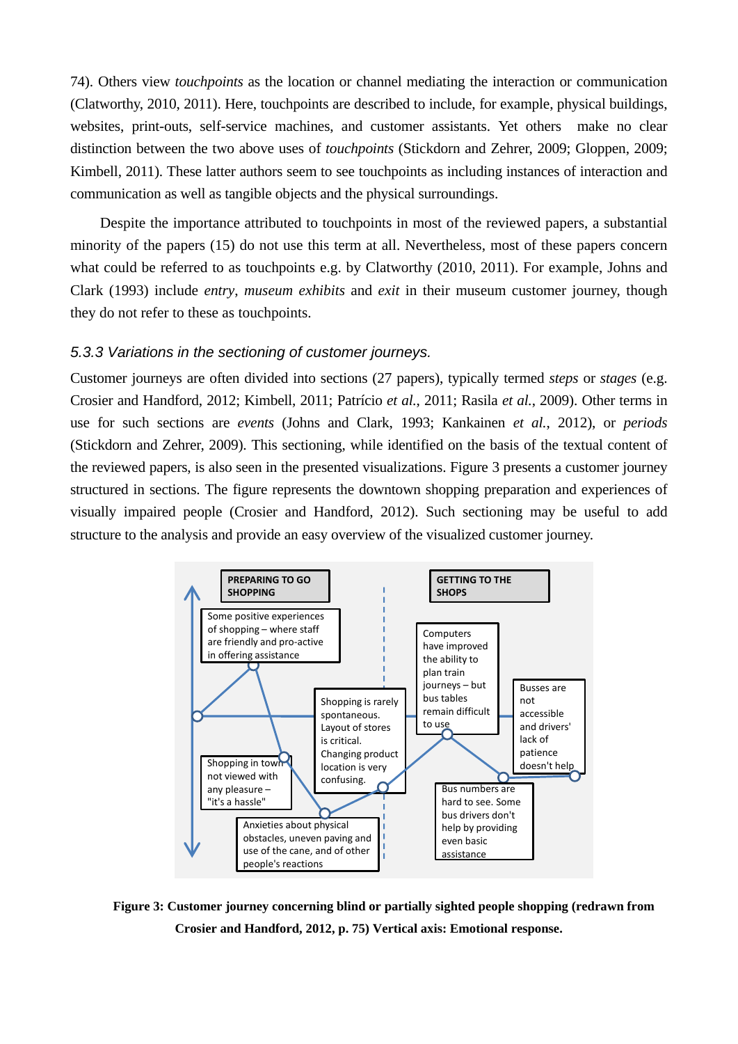74). Others view *touchpoints* as the location or channel mediating the interaction or communication (Clatworthy, 2010, 2011). Here, touchpoints are described to include, for example, physical buildings, websites, print-outs, self-service machines, and customer assistants. Yet others make no clear distinction between the two above uses of *touchpoints* (Stickdorn and Zehrer, 2009; Gloppen, 2009; Kimbell, 2011). These latter authors seem to see touchpoints as including instances of interaction and communication as well as tangible objects and the physical surroundings.

Despite the importance attributed to touchpoints in most of the reviewed papers, a substantial minority of the papers (15) do not use this term at all. Nevertheless, most of these papers concern what could be referred to as touchpoints e.g. by Clatworthy (2010, 2011). For example, Johns and Clark (1993) include *entry*, *museum exhibits* and *exit* in their museum customer journey, though they do not refer to these as touchpoints.

### *5.3.3 Variations in the sectioning of customer journeys.*

Customer journeys are often divided into sections (27 papers), typically termed *steps* or *stages* (e.g. Crosier and Handford, 2012; Kimbell, 2011; Patrício *et al.*, 2011; Rasila *et al.*, 2009). Other terms in use for such sections are *events* (Johns and Clark, 1993; Kankainen *et al.*, 2012), or *periods* (Stickdorn and Zehrer, 2009). This sectioning, while identified on the basis of the textual content of the reviewed papers, is also seen in the presented visualizations. Figure 3 presents a customer journey structured in sections. The figure represents the downtown shopping preparation and experiences of visually impaired people (Crosier and Handford, 2012). Such sectioning may be useful to add structure to the analysis and provide an easy overview of the visualized customer journey.

**Figure 3: Customer journey concerning blind or partially sighted people shopping (redrawn from Crosier and Handford, 2012, p. 75) Vertical axis: Emotional response.**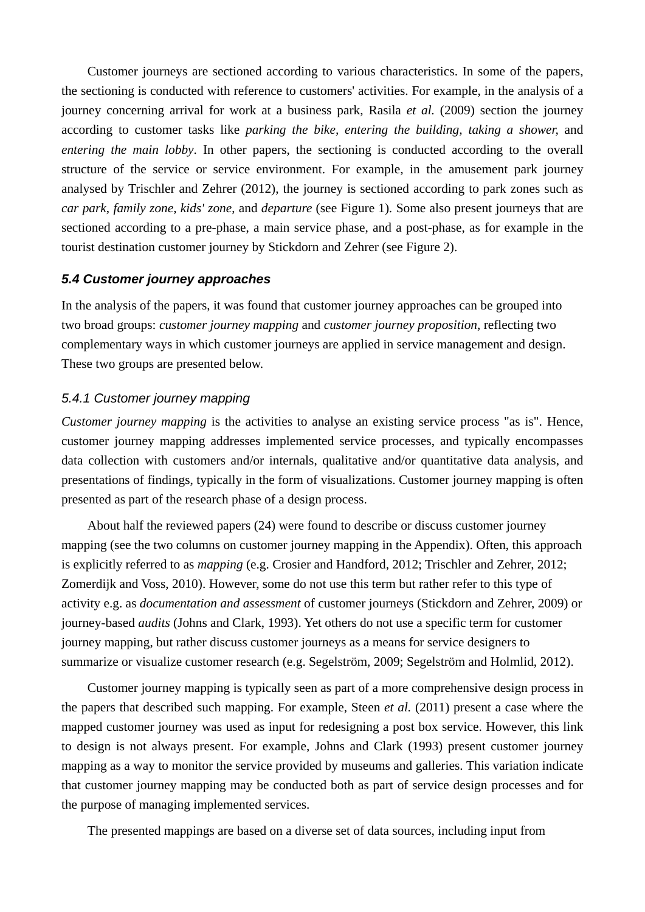Customer journeys are sectioned according to various characteristics. In some of the papers, the sectioning is conducted with reference to customers' activities. For example, in the analysis of a journey concerning arrival for work at a business park, Rasila *et al.* (2009) section the journey according to customer tasks like *parking the bike*, *entering the building*, *taking a shower*, and *entering the main lobby*. In other papers, the sectioning is conducted according to the overall structure of the service or service environment. For example, in the amusement park journey analysed by Trischler and Zehrer (2012), the journey is sectioned according to park zones such as *car park*, *family zone*, *kids' zone*, and *departure* (see Figure 1). Some also present journeys that are sectioned according to a pre-phase, a main service phase, and a post-phase, as for example in the tourist destination customer journey by Stickdorn and Zehrer (see Figure 2).

### *5.4 Customer journey approaches*

In the analysis of the papers, it was found that customer journey approaches can be grouped into two broad groups: *customer journey mapping* and *customer journey proposition*, reflecting two complementary ways in which customer journeys are applied in service management and design. These two groups are presented below.

#### *5.4.1 Customer journey mapping*

*Customer journey mapping* is the activities to analyse an existing service process "as is". Hence, customer journey mapping addresses implemented service processes, and typically encompasses data collection with customers and/or internals, qualitative and/or quantitative data analysis, and presentations of findings, typically in the form of visualizations. Customer journey mapping is often presented as part of the research phase of a design process.

About half the reviewed papers (24) were found to describe or discuss customer journey mapping (see the two columns on customer journey mapping in the Appendix). Often, this approach is explicitly referred to as *mapping* (e.g. Crosier and Handford, 2012; Trischler and Zehrer, 2012; Zomerdijk and Voss, 2010). However, some do not use this term but rather refer to this type of activity e.g. as *documentation and assessment* of customer journeys (Stickdorn and Zehrer, 2009) or journey-based *audits* (Johns and Clark, 1993). Yet others do not use a specific term for customer journey mapping, but rather discuss customer journeys as a means for service designers to summarize or visualize customer research (e.g. Segelström, 2009; Segelström and Holmlid, 2012).

Customer journey mapping is typically seen as part of a more comprehensive design process in the papers that described such mapping. For example, Steen *et al.* (2011) present a case where the mapped customer journey was used as input for redesigning a post box service. However, this link to design is not always present. For example, Johns and Clark (1993) present customer journey mapping as a way to monitor the service provided by museums and galleries. This variation indicate that customer journey mapping may be conducted both as part of service design processes and for the purpose of managing implemented services.

The presented mappings are based on a diverse set of data sources, including input from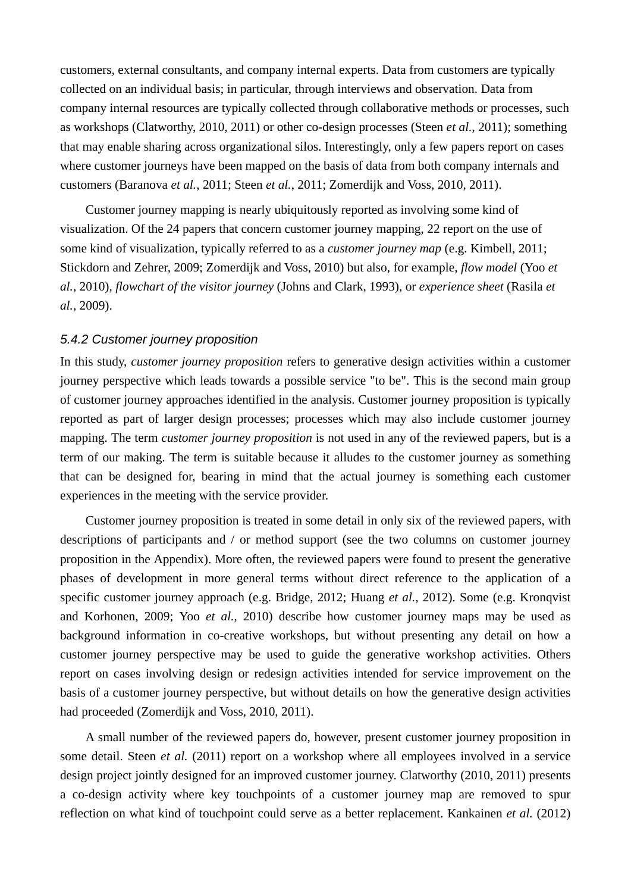customers, external consultants, and company internal experts. Data from customers are typically collected on an individual basis; in particular, through interviews and observation. Data from company internal resources are typically collected through collaborative methods or processes, such as workshops (Clatworthy, 2010, 2011) or other co-design processes (Steen *et al.*, 2011); something that may enable sharing across organizational silos. Interestingly, only a few papers report on cases where customer journeys have been mapped on the basis of data from both company internals and customers (Baranova *et al.*, 2011; Steen *et al.*, 2011; Zomerdijk and Voss, 2010, 2011).

Customer journey mapping is nearly ubiquitously reported as involving some kind of visualization. Of the 24 papers that concern customer journey mapping, 22 report on the use of some kind of visualization, typically referred to as a *customer journey map* (e.g. Kimbell, 2011; Stickdorn and Zehrer, 2009; Zomerdijk and Voss, 2010) but also, for example, *flow model* (Yoo *et al.*, 2010), *flowchart of the visitor journey* (Johns and Clark, 1993), or *experience sheet* (Rasila *et al.*, 2009).

### *5.4.2 Customer journey proposition*

In this study, *customer journey proposition* refers to generative design activities within a customer journey perspective which leads towards a possible service "to be". This is the second main group of customer journey approaches identified in the analysis. Customer journey proposition is typically reported as part of larger design processes; processes which may also include customer journey mapping. The term *customer journey proposition* is not used in any of the reviewed papers, but is a term of our making. The term is suitable because it alludes to the customer journey as something that can be designed for, bearing in mind that the actual journey is something each customer experiences in the meeting with the service provider.

Customer journey proposition is treated in some detail in only six of the reviewed papers, with descriptions of participants and / or method support (see the two columns on customer journey proposition in the Appendix). More often, the reviewed papers were found to present the generative phases of development in more general terms without direct reference to the application of a specific customer journey approach (e.g. Bridge, 2012; Huang *et al.*, 2012). Some (e.g. Kronqvist and Korhonen, 2009; Yoo *et al.*, 2010) describe how customer journey maps may be used as background information in co-creative workshops, but without presenting any detail on how a customer journey perspective may be used to guide the generative workshop activities. Others report on cases involving design or redesign activities intended for service improvement on the basis of a customer journey perspective, but without details on how the generative design activities had proceeded (Zomerdijk and Voss, 2010, 2011).

A small number of the reviewed papers do, however, present customer journey proposition in some detail. Steen *et al.* (2011) report on a workshop where all employees involved in a service design project jointly designed for an improved customer journey. Clatworthy (2010, 2011) presents a co-design activity where key touchpoints of a customer journey map are removed to spur reflection on what kind of touchpoint could serve as a better replacement. Kankainen *et al.* (2012)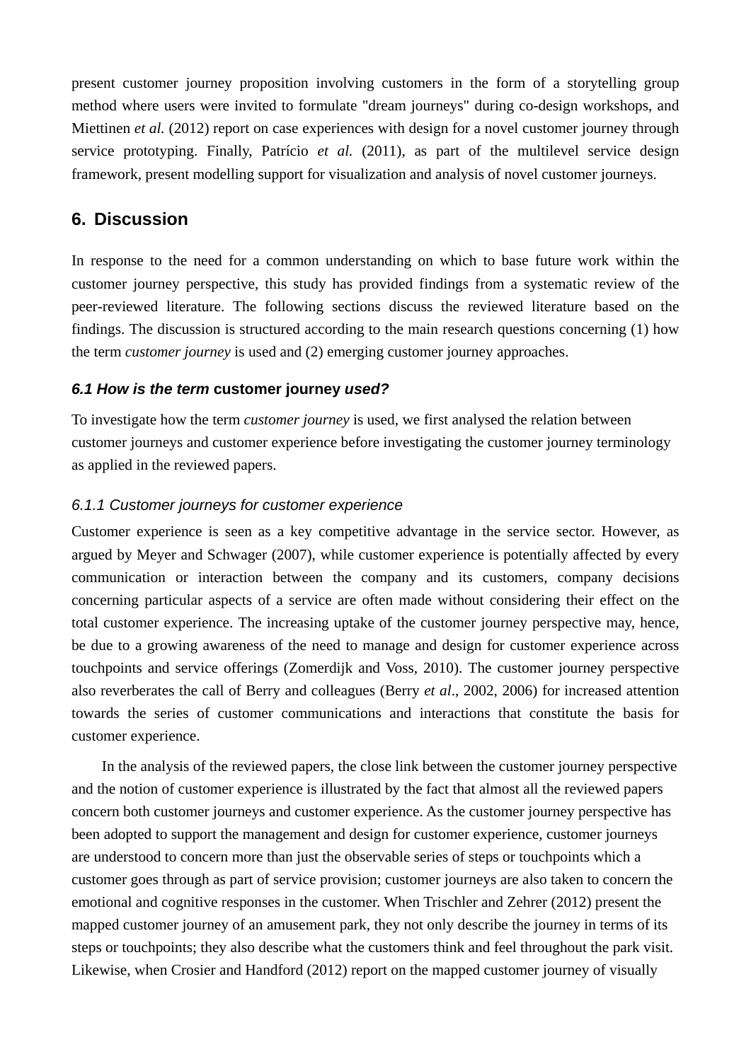present customer journey proposition involving customers in the form of a storytelling group method where users were invited to formulate "dream journeys" during co-design workshops, and Miettinen *et al.* (2012) report on case experiences with design for a novel customer journey through service prototyping. Finally, Patrício *et al.* (2011), as part of the multilevel service design framework, present modelling support for visualization and analysis of novel customer journeys.

## 6. Discussion

In response to the need for a common understanding on which to base future work within the customer journey perspective, this study has provided findings from a systematic review of the peer-reviewed literature. The following sections discuss the reviewed literature based on the findings. The discussion is structured according to the main research questions concerning (1) how the term *customer journey* is used and (2) emerging customer journey approaches.

### *6.1 How is the term* customer journey *used?*

To investigate how the term *customer journey* is used, we first analysed the relation between customer journeys and customer experience before investigating the customer journey terminology as applied in the reviewed papers.

#### *6.1.1 Customer journeys for customer experience*

Customer experience is seen as a key competitive advantage in the service sector. However, as argued by Meyer and Schwager (2007), while customer experience is potentially affected by every communication or interaction between the company and its customers, company decisions concerning particular aspects of a service are often made without considering their effect on the total customer experience. The increasing uptake of the customer journey perspective may, hence, be due to a growing awareness of the need to manage and design for customer experience across touchpoints and service offerings (Zomerdijk and Voss, 2010). The customer journey perspective also reverberates the call of Berry and colleagues (Berry *et al*., 2002, 2006) for increased attention towards the series of customer communications and interactions that constitute the basis for customer experience.

In the analysis of the reviewed papers, the close link between the customer journey perspective and the notion of customer experience is illustrated by the fact that almost all the reviewed papers concern both customer journeys and customer experience. As the customer journey perspective has been adopted to support the management and design for customer experience, customer journeys are understood to concern more than just the observable series of steps or touchpoints which a customer goes through as part of service provision; customer journeys are also taken to concern the emotional and cognitive responses in the customer. When Trischler and Zehrer (2012) present the mapped customer journey of an amusement park, they not only describe the journey in terms of its steps or touchpoints; they also describe what the customers think and feel throughout the park visit. Likewise, when Crosier and Handford (2012) report on the mapped customer journey of visually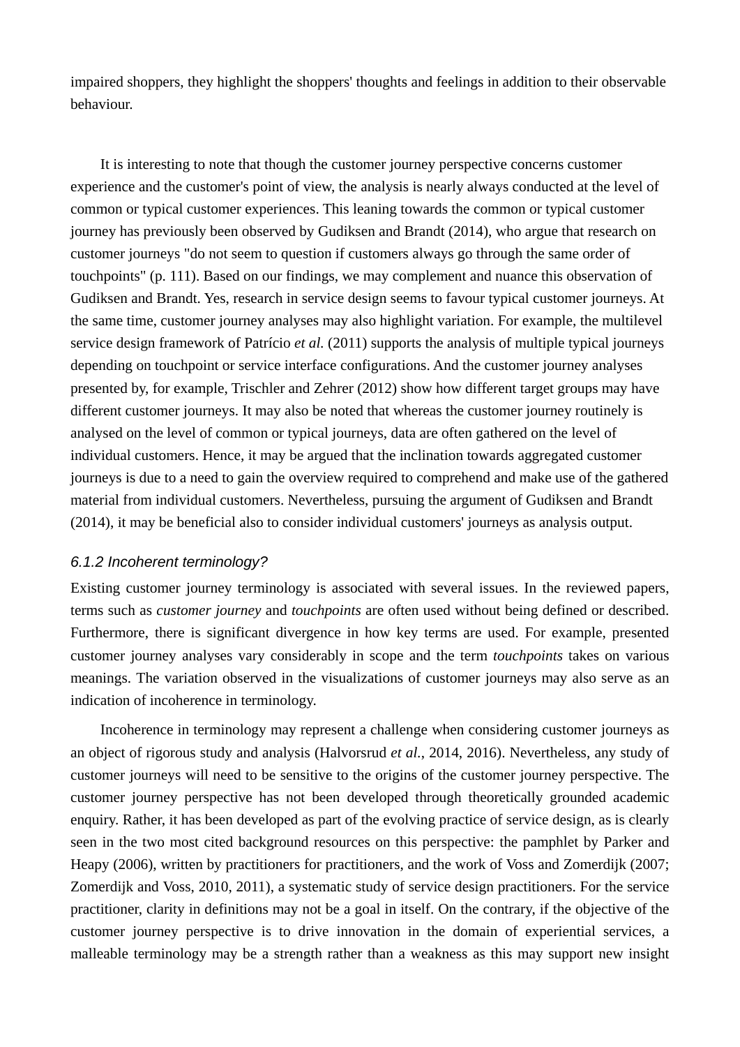impaired shoppers, they highlight the shoppers' thoughts and feelings in addition to their observable behaviour.

It is interesting to note that though the customer journey perspective concerns customer experience and the customer's point of view, the analysis is nearly always conducted at the level of common or typical customer experiences. This leaning towards the common or typical customer journey has previously been observed by Gudiksen and Brandt (2014), who argue that research on customer journeys "do not seem to question if customers always go through the same order of touchpoints" (p. 111). Based on our findings, we may complement and nuance this observation of Gudiksen and Brandt. Yes, research in service design seems to favour typical customer journeys. At the same time, customer journey analyses may also highlight variation. For example, the multilevel service design framework of Patrício *et al.* (2011) supports the analysis of multiple typical journeys depending on touchpoint or service interface configurations. And the customer journey analyses presented by, for example, Trischler and Zehrer (2012) show how different target groups may have different customer journeys. It may also be noted that whereas the customer journey routinely is analysed on the level of common or typical journeys, data are often gathered on the level of individual customers. Hence, it may be argued that the inclination towards aggregated customer journeys is due to a need to gain the overview required to comprehend and make use of the gathered material from individual customers. Nevertheless, pursuing the argument of Gudiksen and Brandt (2014), it may be beneficial also to consider individual customers' journeys as analysis output.

### *6.1.2 Incoherent terminology?*

Existing customer journey terminology is associated with several issues. In the reviewed papers, terms such as *customer journey* and *touchpoints* are often used without being defined or described. Furthermore, there is significant divergence in how key terms are used. For example, presented customer journey analyses vary considerably in scope and the term *touchpoints* takes on various meanings. The variation observed in the visualizations of customer journeys may also serve as an indication of incoherence in terminology.

Incoherence in terminology may represent a challenge when considering customer journeys as an object of rigorous study and analysis (Halvorsrud *et al.*, 2014, 2016). Nevertheless, any study of customer journeys will need to be sensitive to the origins of the customer journey perspective. The customer journey perspective has not been developed through theoretically grounded academic enquiry. Rather, it has been developed as part of the evolving practice of service design, as is clearly seen in the two most cited background resources on this perspective: the pamphlet by Parker and Heapy (2006), written by practitioners for practitioners, and the work of Voss and Zomerdijk (2007; Zomerdijk and Voss, 2010, 2011), a systematic study of service design practitioners. For the service practitioner, clarity in definitions may not be a goal in itself. On the contrary, if the objective of the customer journey perspective is to drive innovation in the domain of experiential services, a malleable terminology may be a strength rather than a weakness as this may support new insight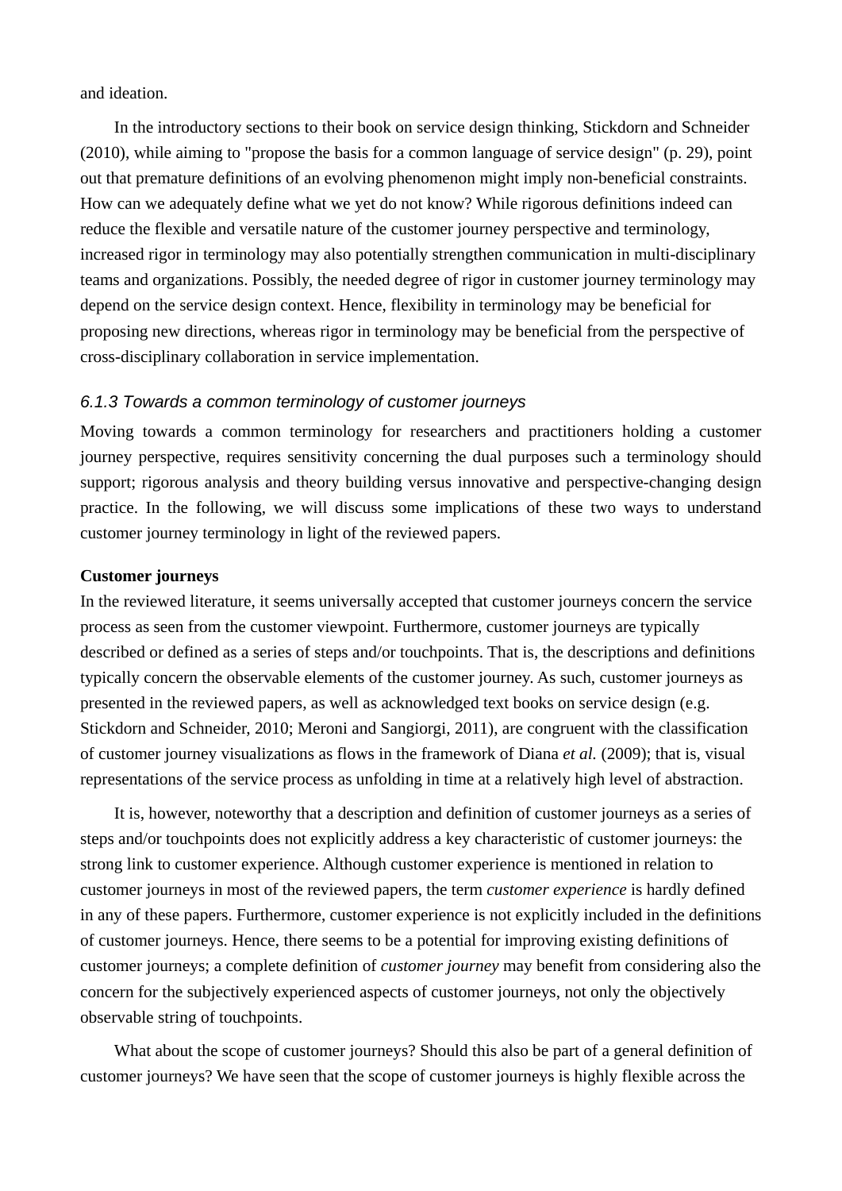and ideation.

In the introductory sections to their book on service design thinking, Stickdorn and Schneider (2010), while aiming to "propose the basis for a common language of service design" (p. 29), point out that premature definitions of an evolving phenomenon might imply non-beneficial constraints. How can we adequately define what we yet do not know? While rigorous definitions indeed can reduce the flexible and versatile nature of the customer journey perspective and terminology, increased rigor in terminology may also potentially strengthen communication in multi-disciplinary teams and organizations. Possibly, the needed degree of rigor in customer journey terminology may depend on the service design context. Hence, flexibility in terminology may be beneficial for proposing new directions, whereas rigor in terminology may be beneficial from the perspective of cross-disciplinary collaboration in service implementation.

### *6.1.3 Towards a common terminology of customer journeys*

Moving towards a common terminology for researchers and practitioners holding a customer journey perspective, requires sensitivity concerning the dual purposes such a terminology should support; rigorous analysis and theory building versus innovative and perspective-changing design practice. In the following, we will discuss some implications of these two ways to understand customer journey terminology in light of the reviewed papers.

**Customer journeys**

In the reviewed literature, it seems universally accepted that customer journeys concern the service process as seen from the customer viewpoint. Furthermore, customer journeys are typically described or defined as a series of steps and/or touchpoints. That is, the descriptions and definitions typically concern the observable elements of the customer journey. As such, customer journeys as presented in the reviewed papers, as well as acknowledged text books on service design (e.g. Stickdorn and Schneider, 2010; Meroni and Sangiorgi, 2011), are congruent with the classification of customer journey visualizations as flows in the framework of Diana *et al.* (2009); that is, visual representations of the service process as unfolding in time at a relatively high level of abstraction.

It is, however, noteworthy that a description and definition of customer journeys as a series of steps and/or touchpoints does not explicitly address a key characteristic of customer journeys: the strong link to customer experience. Although customer experience is mentioned in relation to customer journeys in most of the reviewed papers, the term *customer experience* is hardly defined in any of these papers. Furthermore, customer experience is not explicitly included in the definitions of customer journeys. Hence, there seems to be a potential for improving existing definitions of customer journeys; a complete definition of *customer journey* may benefit from considering also the concern for the subjectively experienced aspects of customer journeys, not only the objectively observable string of touchpoints.

What about the scope of customer journeys? Should this also be part of a general definition of customer journeys? We have seen that the scope of customer journeys is highly flexible across the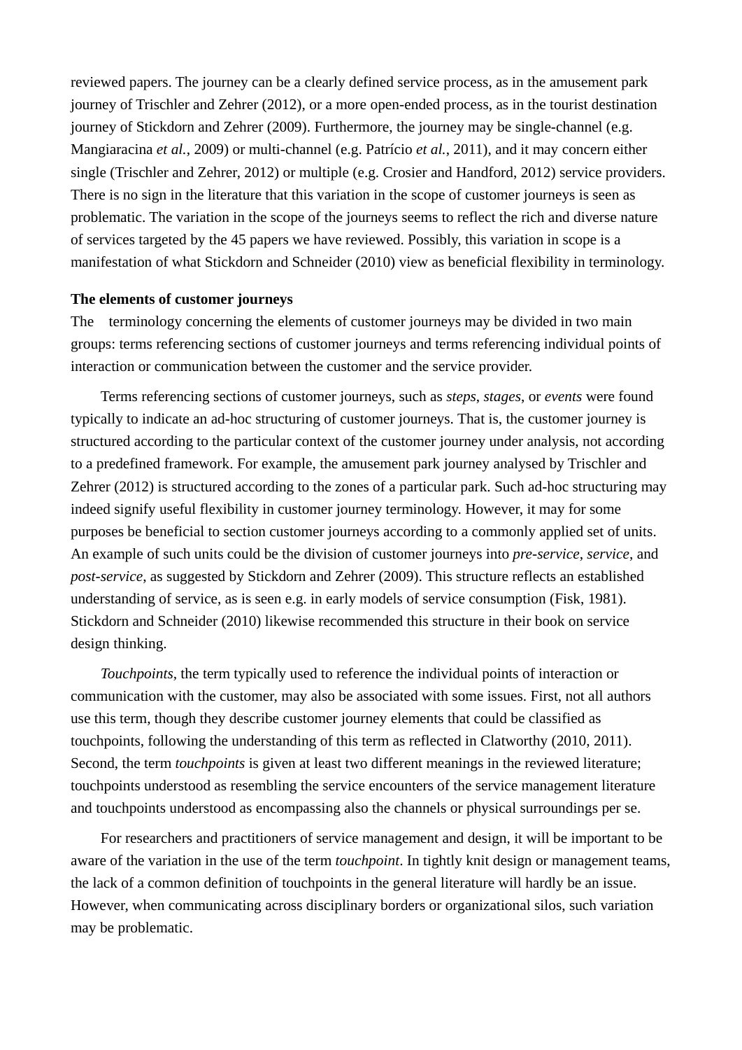reviewed papers. The journey can be a clearly defined service process, as in the amusement park journey of Trischler and Zehrer (2012), or a more open-ended process, as in the tourist destination journey of Stickdorn and Zehrer (2009). Furthermore, the journey may be single-channel (e.g. Mangiaracina *et al.*, 2009) or multi-channel (e.g. Patrício *et al.*, 2011), and it may concern either single (Trischler and Zehrer, 2012) or multiple (e.g. Crosier and Handford, 2012) service providers. There is no sign in the literature that this variation in the scope of customer journeys is seen as problematic. The variation in the scope of the journeys seems to reflect the rich and diverse nature of services targeted by the 45 papers we have reviewed. Possibly, this variation in scope is a manifestation of what Stickdorn and Schneider (2010) view as beneficial flexibility in terminology.

**The elements of customer journeys**

The terminology concerning the elements of customer journeys may be divided in two main groups: terms referencing sections of customer journeys and terms referencing individual points of interaction or communication between the customer and the service provider.

Terms referencing sections of customer journeys, such as *steps*, *stages*, or *events* were found typically to indicate an ad-hoc structuring of customer journeys. That is, the customer journey is structured according to the particular context of the customer journey under analysis, not according to a predefined framework. For example, the amusement park journey analysed by Trischler and Zehrer (2012) is structured according to the zones of a particular park. Such ad-hoc structuring may indeed signify useful flexibility in customer journey terminology. However, it may for some purposes be beneficial to section customer journeys according to a commonly applied set of units. An example of such units could be the division of customer journeys into *pre-service*, *service*, and *post-service*, as suggested by Stickdorn and Zehrer (2009). This structure reflects an established understanding of service, as is seen e.g. in early models of service consumption (Fisk, 1981). Stickdorn and Schneider (2010) likewise recommended this structure in their book on service design thinking.

*Touchpoints*, the term typically used to reference the individual points of interaction or communication with the customer, may also be associated with some issues. First, not all authors use this term, though they describe customer journey elements that could be classified as touchpoints, following the understanding of this term as reflected in Clatworthy (2010, 2011). Second, the term *touchpoints* is given at least two different meanings in the reviewed literature; touchpoints understood as resembling the service encounters of the service management literature and touchpoints understood as encompassing also the channels or physical surroundings per se.

For researchers and practitioners of service management and design, it will be important to be aware of the variation in the use of the term *touchpoint*. In tightly knit design or management teams, the lack of a common definition of touchpoints in the general literature will hardly be an issue. However, when communicating across disciplinary borders or organizational silos, such variation may be problematic.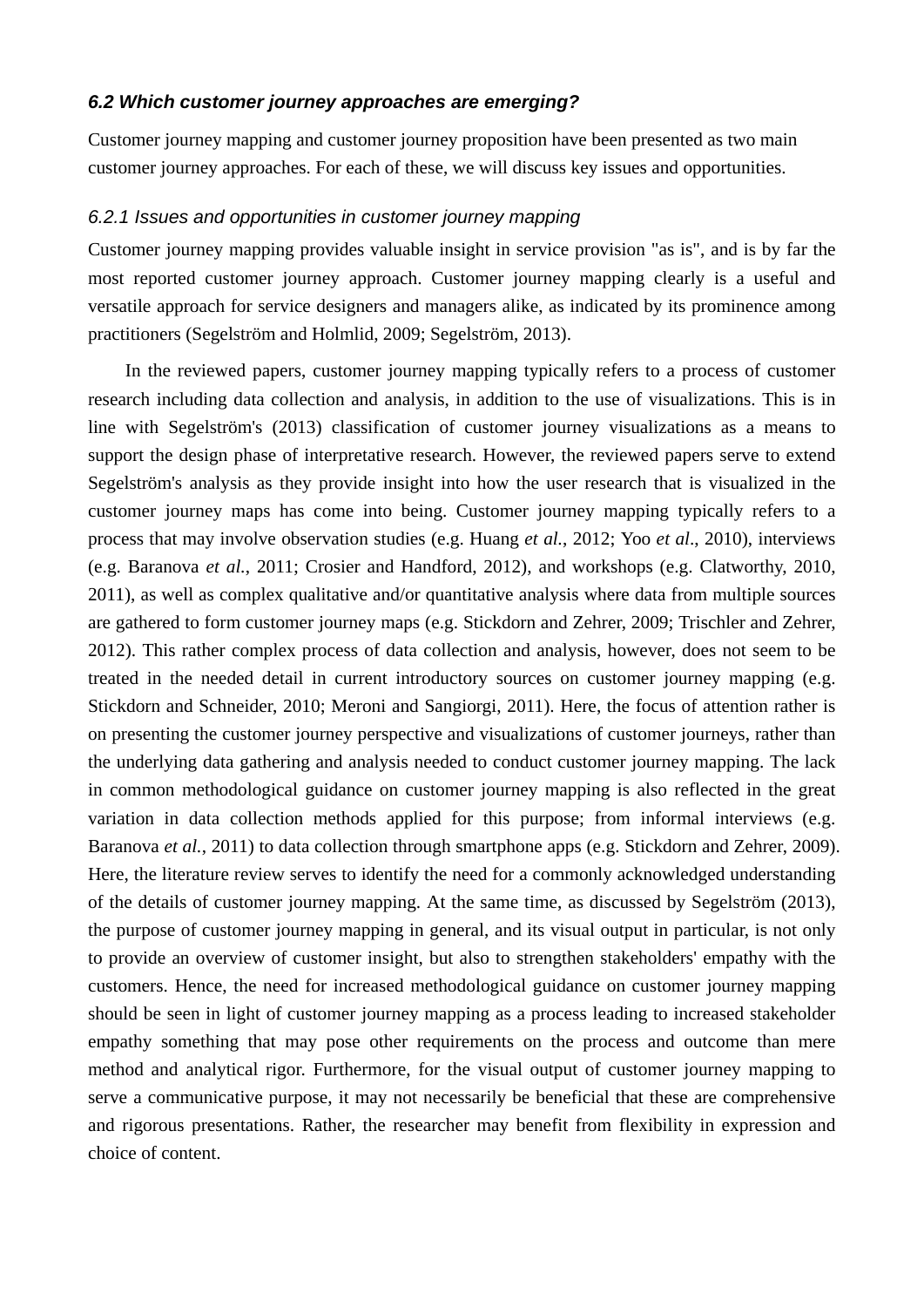### *6.2 Which customer journey approaches are emerging?*

Customer journey mapping and customer journey proposition have been presented as two main customer journey approaches. For each of these, we will discuss key issues and opportunities.

#### *6.2.1 Issues and opportunities in customer journey mapping*

Customer journey mapping provides valuable insight in service provision "as is", and is by far the most reported customer journey approach. Customer journey mapping clearly is a useful and versatile approach for service designers and managers alike, as indicated by its prominence among practitioners (Segelström and Holmlid, 2009; Segelström, 2013).

In the reviewed papers, customer journey mapping typically refers to a process of customer research including data collection and analysis, in addition to the use of visualizations. This is in line with Segelström's (2013) classification of customer journey visualizations as a means to support the design phase of interpretative research. However, the reviewed papers serve to extend Segelström's analysis as they provide insight into how the user research that is visualized in the customer journey maps has come into being. Customer journey mapping typically refers to a process that may involve observation studies (e.g. Huang *et al.*, 2012; Yoo *et al.*, 2010), interviews (e.g. Baranova *et al.*, 2011; Crosier and Handford, 2012), and workshops (e.g. Clatworthy, 2010, 2011), as well as complex qualitative and/or quantitative analysis where data from multiple sources are gathered to form customer journey maps (e.g. Stickdorn and Zehrer, 2009; Trischler and Zehrer, 2012). This rather complex process of data collection and analysis, however, does not seem to be treated in the needed detail in current introductory sources on customer journey mapping (e.g. Stickdorn and Schneider, 2010; Meroni and Sangiorgi, 2011). Here, the focus of attention rather is on presenting the customer journey perspective and visualizations of customer journeys, rather than the underlying data gathering and analysis needed to conduct customer journey mapping. The lack in common methodological guidance on customer journey mapping is also reflected in the great variation in data collection methods applied for this purpose; from informal interviews (e.g. Baranova *et al.*, 2011) to data collection through smartphone apps (e.g. Stickdorn and Zehrer, 2009). Here, the literature review serves to identify the need for a commonly acknowledged understanding of the details of customer journey mapping. At the same time, as discussed by Segelström (2013), the purpose of customer journey mapping in general, and its visual output in particular, is not only to provide an overview of customer insight, but also to strengthen stakeholders' empathy with the customers. Hence, the need for increased methodological guidance on customer journey mapping should be seen in light of customer journey mapping as a process leading to increased stakeholder empathy something that may pose other requirements on the process and outcome than mere method and analytical rigor. Furthermore, for the visual output of customer journey mapping to serve a communicative purpose, it may not necessarily be beneficial that these are comprehensive and rigorous presentations. Rather, the researcher may benefit from flexibility in expression and choice of content.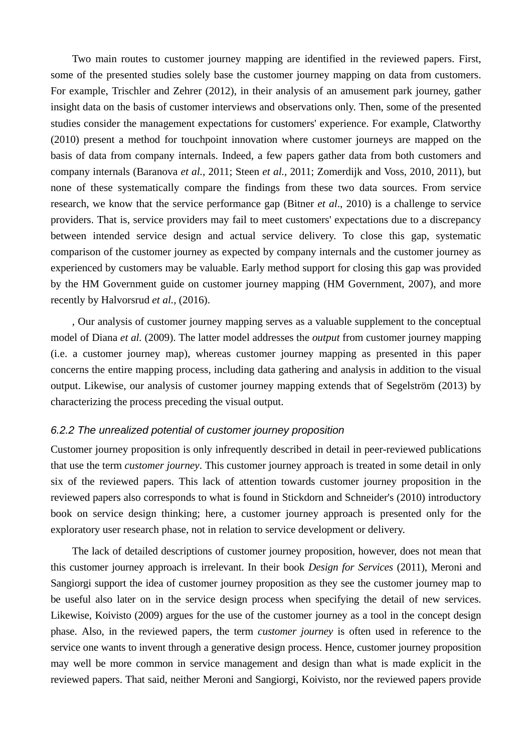Two main routes to customer journey mapping are identified in the reviewed papers. First, some of the presented studies solely base the customer journey mapping on data from customers. For example, Trischler and Zehrer (2012), in their analysis of an amusement park journey, gather insight data on the basis of customer interviews and observations only. Then, some of the presented studies consider the management expectations for customers' experience. For example, Clatworthy (2010) present a method for touchpoint innovation where customer journeys are mapped on the basis of data from company internals. Indeed, a few papers gather data from both customers and company internals (Baranova *et al.*, 2011; Steen *et al.*, 2011; Zomerdijk and Voss, 2010, 2011), but none of these systematically compare the findings from these two data sources. From service research, we know that the service performance gap (Bitner *et al*., 2010) is a challenge to service providers. That is, service providers may fail to meet customers' expectations due to a discrepancy between intended service design and actual service delivery. To close this gap, systematic comparison of the customer journey as expected by company internals and the customer journey as experienced by customers may be valuable. Early method support for closing this gap was provided by the HM Government guide on customer journey mapping (HM Government, 2007), and more recently by Halvorsrud *et al.*, (2016).

, Our analysis of customer journey mapping serves as a valuable supplement to the conceptual model of Diana *et al.* (2009). The latter model addresses the *output* from customer journey mapping (i.e. a customer journey map), whereas customer journey mapping as presented in this paper concerns the entire mapping process, including data gathering and analysis in addition to the visual output. Likewise, our analysis of customer journey mapping extends that of Segelström (2013) by characterizing the process preceding the visual output.

### *6.2.2 The unrealized potential of customer journey proposition*

Customer journey proposition is only infrequently described in detail in peer-reviewed publications that use the term *customer journey*. This customer journey approach is treated in some detail in only six of the reviewed papers. This lack of attention towards customer journey proposition in the reviewed papers also corresponds to what is found in Stickdorn and Schneider's (2010) introductory book on service design thinking; here, a customer journey approach is presented only for the exploratory user research phase, not in relation to service development or delivery.

The lack of detailed descriptions of customer journey proposition, however, does not mean that this customer journey approach is irrelevant. In their book *Design for Services* (2011), Meroni and Sangiorgi support the idea of customer journey proposition as they see the customer journey map to be useful also later on in the service design process when specifying the detail of new services. Likewise, Koivisto (2009) argues for the use of the customer journey as a tool in the concept design phase. Also, in the reviewed papers, the term *customer journey* is often used in reference to the service one wants to invent through a generative design process. Hence, customer journey proposition may well be more common in service management and design than what is made explicit in the reviewed papers. That said, neither Meroni and Sangiorgi, Koivisto, nor the reviewed papers provide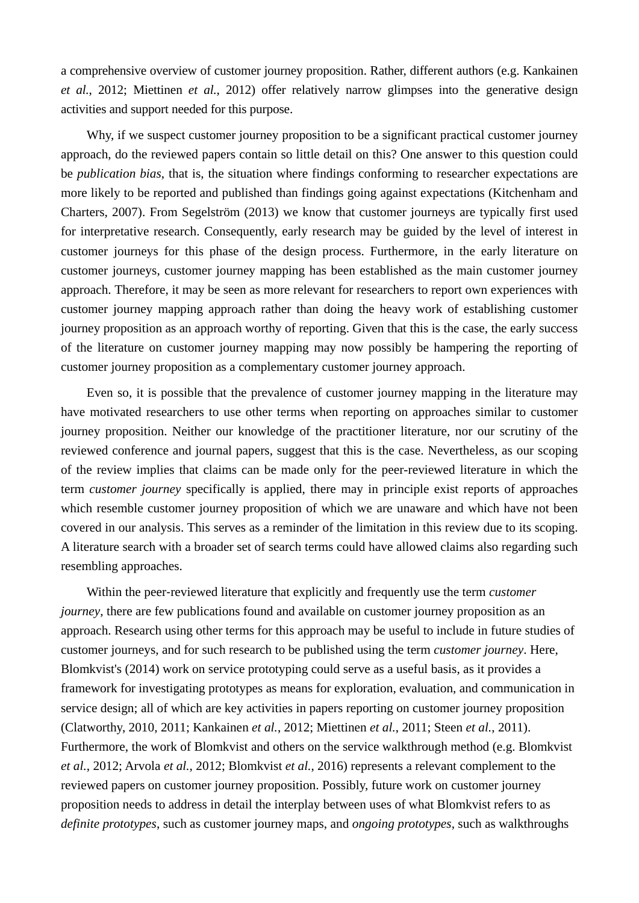a comprehensive overview of customer journey proposition. Rather, different authors (e.g. Kankainen *et al.*, 2012; Miettinen *et al.*, 2012) offer relatively narrow glimpses into the generative design activities and support needed for this purpose.

Why, if we suspect customer journey proposition to be a significant practical customer journey approach, do the reviewed papers contain so little detail on this? One answer to this question could be *publication bias*, that is, the situation where findings conforming to researcher expectations are more likely to be reported and published than findings going against expectations (Kitchenham and Charters, 2007). From Segelström (2013) we know that customer journeys are typically first used for interpretative research. Consequently, early research may be guided by the level of interest in customer journeys for this phase of the design process. Furthermore, in the early literature on customer journeys, customer journey mapping has been established as the main customer journey approach. Therefore, it may be seen as more relevant for researchers to report own experiences with customer journey mapping approach rather than doing the heavy work of establishing customer journey proposition as an approach worthy of reporting. Given that this is the case, the early success of the literature on customer journey mapping may now possibly be hampering the reporting of customer journey proposition as a complementary customer journey approach.

Even so, it is possible that the prevalence of customer journey mapping in the literature may have motivated researchers to use other terms when reporting on approaches similar to customer journey proposition. Neither our knowledge of the practitioner literature, nor our scrutiny of the reviewed conference and journal papers, suggest that this is the case. Nevertheless, as our scoping of the review implies that claims can be made only for the peer-reviewed literature in which the term *customer journey* specifically is applied, there may in principle exist reports of approaches which resemble customer journey proposition of which we are unaware and which have not been covered in our analysis. This serves as a reminder of the limitation in this review due to its scoping. A literature search with a broader set of search terms could have allowed claims also regarding such resembling approaches.

Within the peer-reviewed literature that explicitly and frequently use the term *customer journey*, there are few publications found and available on customer journey proposition as an approach. Research using other terms for this approach may be useful to include in future studies of customer journeys, and for such research to be published using the term *customer journey*. Here, Blomkvist's (2014) work on service prototyping could serve as a useful basis, as it provides a framework for investigating prototypes as means for exploration, evaluation, and communication in service design; all of which are key activities in papers reporting on customer journey proposition (Clatworthy, 2010, 2011; Kankainen *et al.*, 2012; Miettinen *et al.*, 2011; Steen *et al.*, 2011). Furthermore, the work of Blomkvist and others on the service walkthrough method (e.g. Blomkvist *et al.*, 2012; Arvola *et al.*, 2012; Blomkvist *et al.*, 2016) represents a relevant complement to the reviewed papers on customer journey proposition. Possibly, future work on customer journey proposition needs to address in detail the interplay between uses of what Blomkvist refers to as *definite prototypes*, such as customer journey maps, and *ongoing prototypes*, such as walkthroughs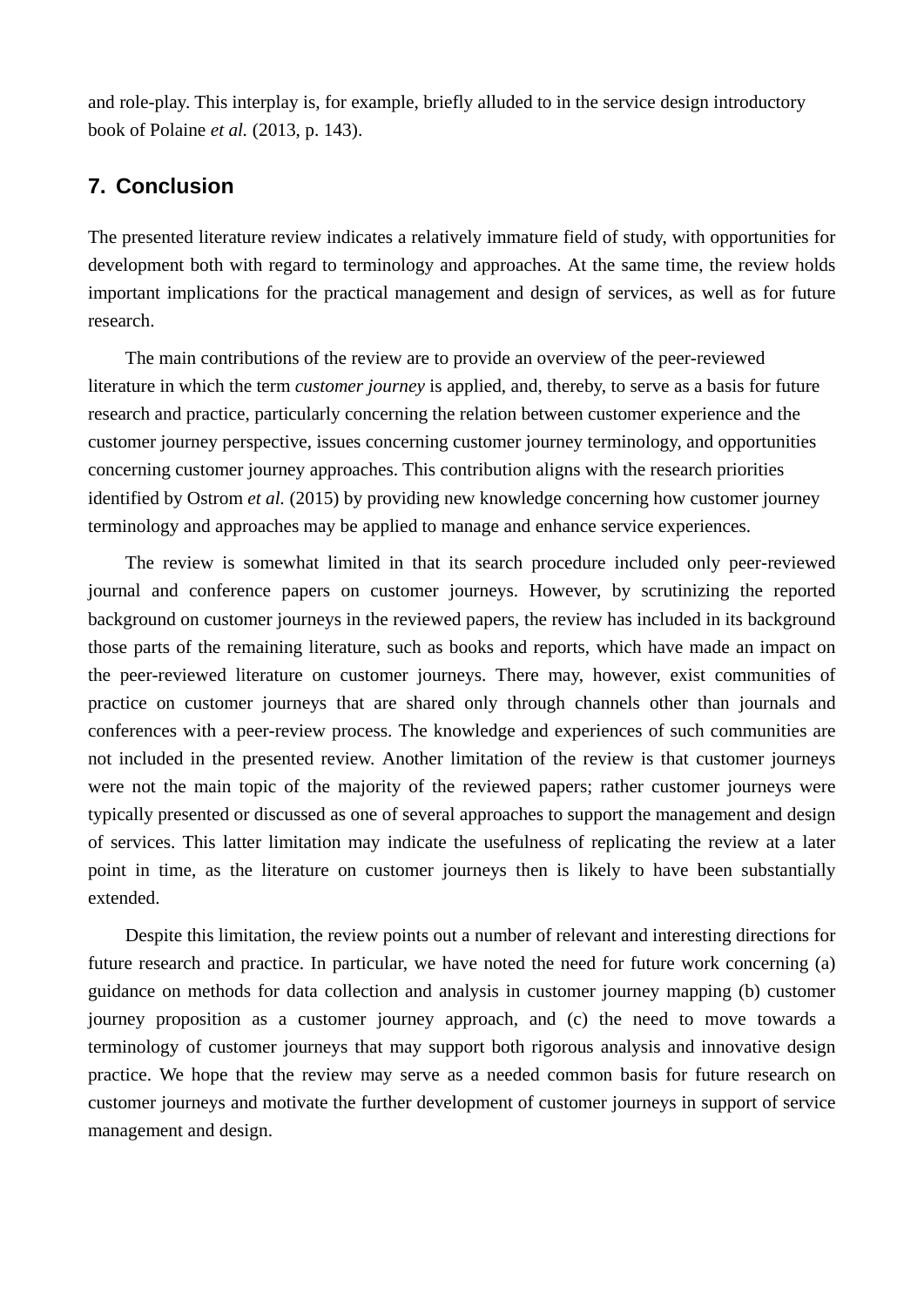and role-play. This interplay is, for example, briefly alluded to in the service design introductory book of Polaine *et al.* (2013, p. 143).

## 7. Conclusion

The presented literature review indicates a relatively immature field of study, with opportunities for development both with regard to terminology and approaches. At the same time, the review holds important implications for the practical management and design of services, as well as for future research.

The main contributions of the review are to provide an overview of the peer-reviewed literature in which the term *customer journey* is applied, and, thereby, to serve as a basis for future research and practice, particularly concerning the relation between customer experience and the customer journey perspective, issues concerning customer journey terminology, and opportunities concerning customer journey approaches. This contribution aligns with the research priorities identified by Ostrom *et al.* (2015) by providing new knowledge concerning how customer journey terminology and approaches may be applied to manage and enhance service experiences.

The review is somewhat limited in that its search procedure included only peer-reviewed journal and conference papers on customer journeys. However, by scrutinizing the reported background on customer journeys in the reviewed papers, the review has included in its background those parts of the remaining literature, such as books and reports, which have made an impact on the peer-reviewed literature on customer journeys. There may, however, exist communities of practice on customer journeys that are shared only through channels other than journals and conferences with a peer-review process. The knowledge and experiences of such communities are not included in the presented review. Another limitation of the review is that customer journeys were not the main topic of the majority of the reviewed papers; rather customer journeys were typically presented or discussed as one of several approaches to support the management and design of services. This latter limitation may indicate the usefulness of replicating the review at a later point in time, as the literature on customer journeys then is likely to have been substantially extended.

Despite this limitation, the review points out a number of relevant and interesting directions for future research and practice. In particular, we have noted the need for future work concerning (a) guidance on methods for data collection and analysis in customer journey mapping (b) customer journey proposition as a customer journey approach, and (c) the need to move towards a terminology of customer journeys that may support both rigorous analysis and innovative design practice. We hope that the review may serve as a needed common basis for future research on customer journeys and motivate the further development of customer journeys in support of service management and design.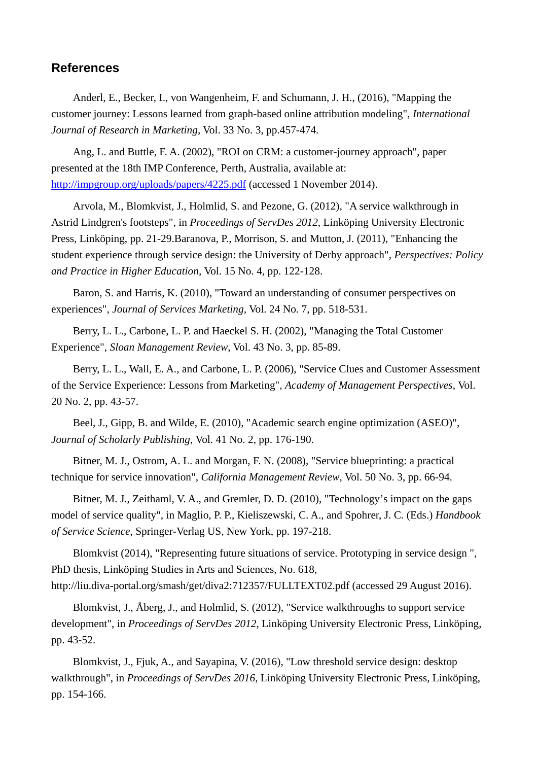## References

Anderl, E., Becker, I., von Wangenheim, F. and Schumann, J. H., (2016), "Mapping the customer journey: Lessons learned from graph-based online attribution modeling", *International Journal of Research in Marketing*, Vol. 33 No. 3, pp.457-474.

Ang, L. and Buttle, F. A. (2002), "ROI on CRM: a customer-journey approach", paper presented at the 18th IMP Conference, Perth, Australia, available at: [http://impgroup.org/uploads/papers/4225.pdf](http://impgroup.org/uploads/papers/4225.pdf) (accessed 1 November 2014).

Arvola, M., Blomkvist, J., Holmlid, S. and Pezone, G. (2012), "A service walkthrough in Astrid Lindgren's footsteps", in *Proceedings of ServDes 2012*, Linköping University Electronic Press, Linköping, pp. 21-29.Baranova, P., Morrison, S. and Mutton, J. (2011), "Enhancing the student experience through service design: the University of Derby approach", *Perspectives: Policy and Practice in Higher Education*, Vol. 15 No. 4, pp. 122-128.

Baron, S. and Harris, K. (2010), "Toward an understanding of consumer perspectives on experiences", *Journal of Services Marketing*, Vol. 24 No. 7, pp. 518-531.

Berry, L. L., Carbone, L. P. and Haeckel S. H. (2002), "Managing the Total Customer Experience", *Sloan Management Review*, Vol. 43 No. 3, pp. 85-89.

Berry, L. L., Wall, E. A., and Carbone, L. P. (2006), "Service Clues and Customer Assessment of the Service Experience: Lessons from Marketing", *Academy of Management Perspectives*, Vol. 20 No. 2, pp. 43-57.

Beel, J., Gipp, B. and Wilde, E. (2010), "Academic search engine optimization (ASEO)", *Journal of Scholarly Publishing*, Vol. 41 No. 2, pp. 176-190.

Bitner, M. J., Ostrom, A. L. and Morgan, F. N. (2008), "Service blueprinting: a practical technique for service innovation", *California Management Review*, Vol. 50 No. 3, pp. 66-94.

Bitner, M. J., Zeithaml, V. A., and Gremler, D. D. (2010), "Technology's impact on the gaps model of service quality", in Maglio, P. P., Kieliszewski, C. A., and Spohrer, J. C. (Eds.) *Handbook of Service Science*, Springer-Verlag US, New York, pp. 197-218.

Blomkvist (2014), "Representing future situations of service. Prototyping in service design ", PhD thesis, Linköping Studies in Arts and Sciences, No. 618, http://liu.diva-portal.org/smash/get/diva2:712357/FULLTEXT02.pdf (accessed 29 August 2016).

Blomkvist, J., Åberg, J., and Holmlid, S. (2012), "Service walkthroughs to support service development", in *Proceedings of ServDes 2012*, Linköping University Electronic Press, Linköping, pp. 43-52.

Blomkvist, J., Fjuk, A., and Sayapina, V. (2016), "Low threshold service design: desktop walkthrough", in *Proceedings of ServDes 2016*, Linköping University Electronic Press, Linköping, pp. 154-166.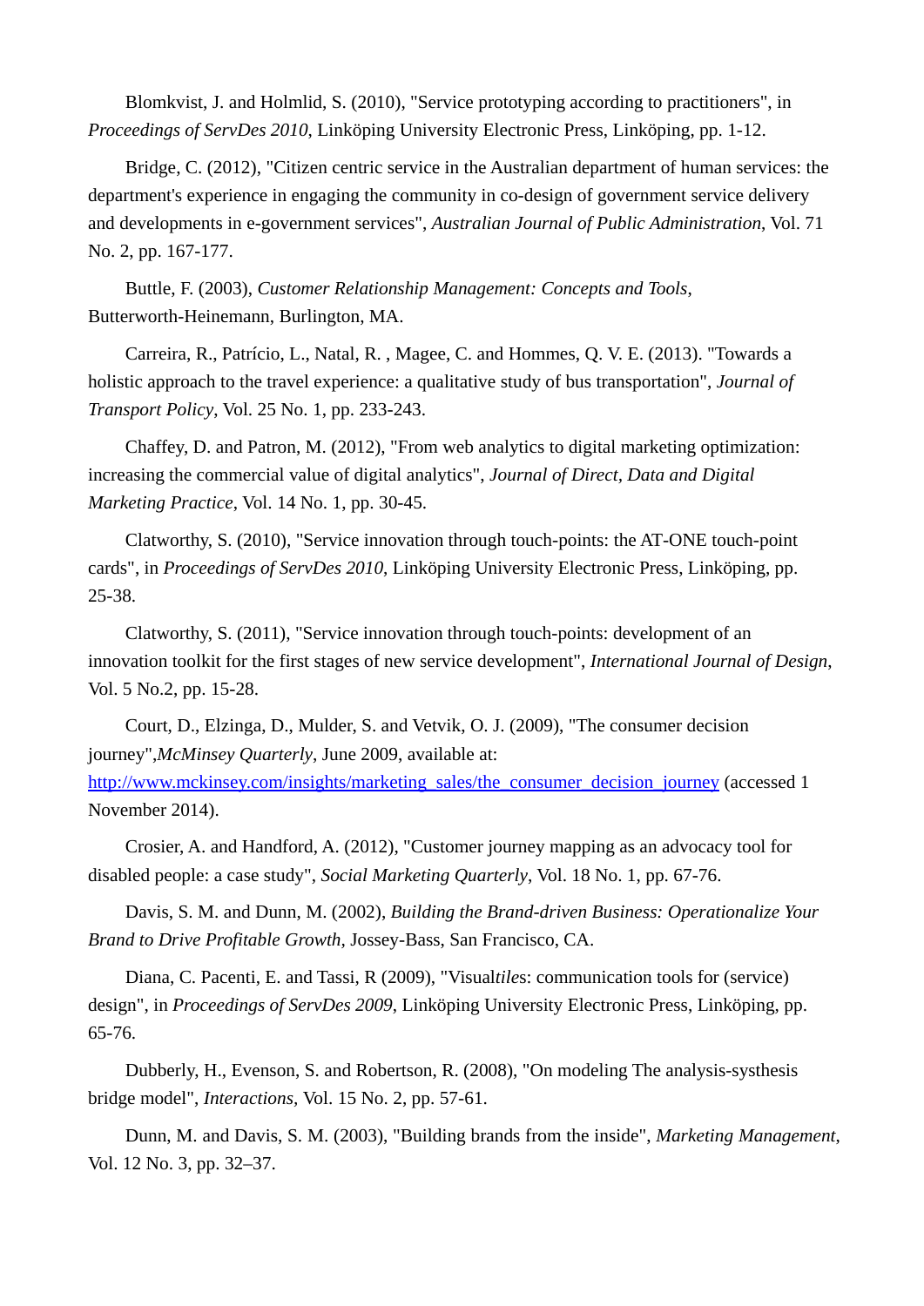Blomkvist, J. and Holmlid, S. (2010), "Service prototyping according to practitioners", in *Proceedings of ServDes 2010*, Linköping University Electronic Press, Linköping, pp. 1-12.

Bridge, C. (2012), "Citizen centric service in the Australian department of human services: the department's experience in engaging the community in co-design of government service delivery and developments in e-government services", *Australian Journal of Public Administration*, Vol. 71 No. 2, pp. 167-177.

Buttle, F. (2003), *Customer Relationship Management: Concepts and Tools*, Butterworth-Heinemann, Burlington, MA.

Carreira, R., Patrício, L., Natal, R. , Magee, C. and Hommes, Q. V. E. (2013). "Towards a holistic approach to the travel experience: a qualitative study of bus transportation", *Journal of Transport Policy*, Vol. 25 No. 1, pp. 233-243.

Chaffey, D. and Patron, M. (2012), "From web analytics to digital marketing optimization: increasing the commercial value of digital analytics", *Journal of Direct, Data and Digital Marketing Practice*, Vol. 14 No. 1, pp. 30-45.

Clatworthy, S. (2010), "Service innovation through touch-points: the AT-ONE touch-point cards", in *Proceedings of ServDes 2010*, Linköping University Electronic Press, Linköping, pp. 25-38.

Clatworthy, S. (2011), "Service innovation through touch-points: development of an innovation toolkit for the first stages of new service development", *International Journal of Design*, Vol. 5 No.2, pp. 15-28.

Court, D., Elzinga, D., Mulder, S. and Vetvik, O. J. (2009), "The consumer decision journey",*McMinsey Quarterly*, June 2009, available at: [http://www.mckinsey.com/insights/marketing_sales/the_consumer_decision_journey](http://www.mckinsey.com/insights/marketing_sales/the_consumer_decision_journey) (accessed 1 November 2014).

Crosier, A. and Handford, A. (2012), "Customer journey mapping as an advocacy tool for disabled people: a case study", *Social Marketing Quarterly*, Vol. 18 No. 1, pp. 67-76.

Davis, S. M. and Dunn, M. (2002), *Building the Brand-driven Business: Operationalize Your Brand to Drive Profitable Growth*, Jossey-Bass, San Francisco, CA.

Diana, C. Pacenti, E. and Tassi, R (2009), "Visual*tile*s: communication tools for (service) design", in *Proceedings of ServDes 2009*, Linköping University Electronic Press, Linköping, pp. 65-76.

Dubberly, H., Evenson, S. and Robertson, R. (2008), "On modeling The analysis-systhesis bridge model", *Interactions*, Vol. 15 No. 2, pp. 57-61.

Dunn, M. and Davis, S. M. (2003), "Building brands from the inside", *Marketing Management*, Vol. 12 No. 3, pp. 32–37.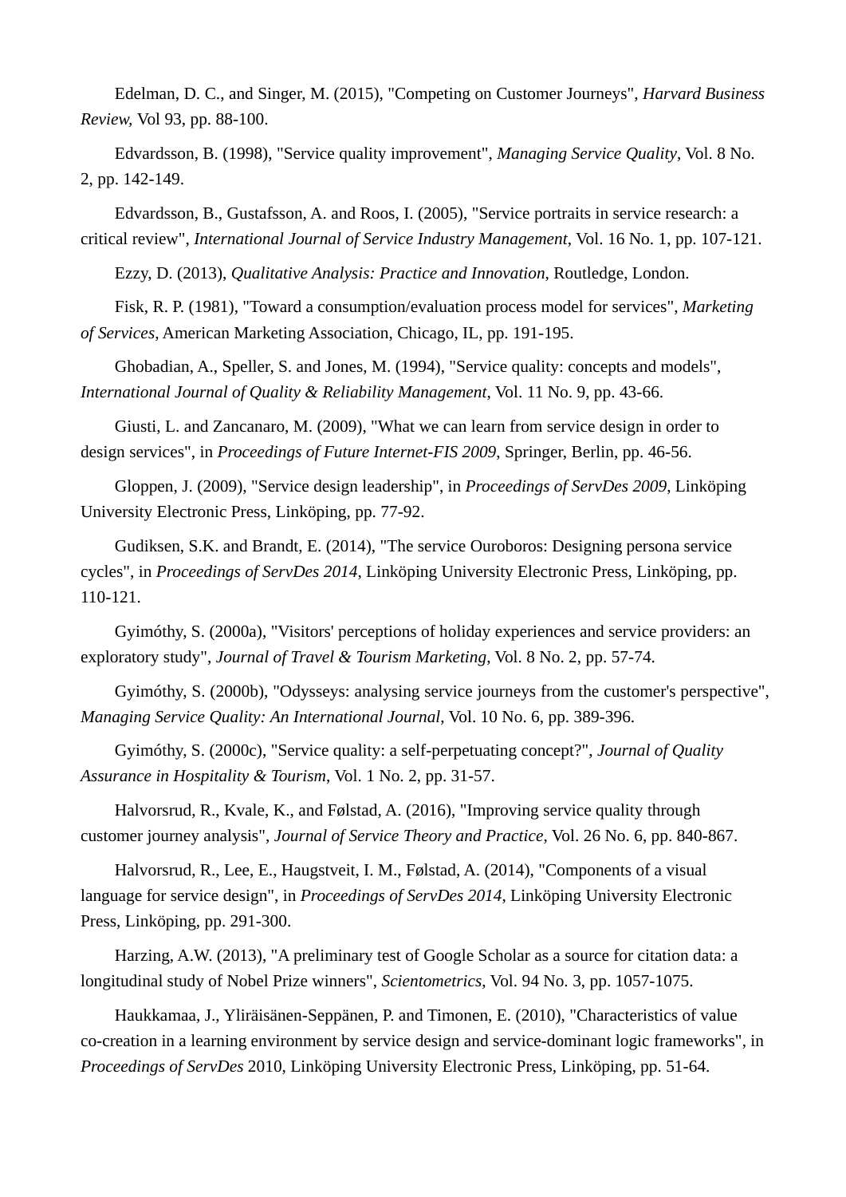Edelman, D. C., and Singer, M. (2015), "Competing on Customer Journeys", *Harvard Business Review*, Vol 93, pp. 88-100.

Edvardsson, B. (1998), "Service quality improvement", *Managing Service Quality*, Vol. 8 No. 2, pp. 142-149.

Edvardsson, B., Gustafsson, A. and Roos, I. (2005), "Service portraits in service research: a critical review", *International Journal of Service Industry Management*, Vol. 16 No. 1, pp. 107-121.

Ezzy, D. (2013), *Qualitative Analysis: Practice and Innovation*, Routledge, London.

Fisk, R. P. (1981), "Toward a consumption/evaluation process model for services", *Marketing of Services*, American Marketing Association, Chicago, IL, pp. 191-195.

Ghobadian, A., Speller, S. and Jones, M. (1994), "Service quality: concepts and models", *International Journal of Quality & Reliability Management*, Vol. 11 No. 9, pp. 43-66.

Giusti, L. and Zancanaro, M. (2009), "What we can learn from service design in order to design services", in *Proceedings of Future Internet-FIS 2009*, Springer, Berlin, pp. 46-56.

Gloppen, J. (2009), "Service design leadership", in *Proceedings of ServDes 2009*, Linköping University Electronic Press, Linköping, pp. 77-92.

Gudiksen, S.K. and Brandt, E. (2014), "The service Ouroboros: Designing persona service cycles", in *Proceedings of ServDes 2014*, Linköping University Electronic Press, Linköping, pp. 110-121.

Gyimóthy, S. (2000a), "Visitors' perceptions of holiday experiences and service providers: an exploratory study", *Journal of Travel & Tourism Marketing*, Vol. 8 No. 2, pp. 57-74.

Gyimóthy, S. (2000b), "Odysseys: analysing service journeys from the customer's perspective", *Managing Service Quality: An International Journal*, Vol. 10 No. 6, pp. 389-396.

Gyimóthy, S. (2000c), "Service quality: a self-perpetuating concept?", *Journal of Quality Assurance in Hospitality & Tourism*, Vol. 1 No. 2, pp. 31-57.

Halvorsrud, R., Kvale, K., and Følstad, A. (2016), "Improving service quality through customer journey analysis", *Journal of Service Theory and Practice*, Vol. 26 No. 6, pp. 840-867.

Halvorsrud, R., Lee, E., Haugstveit, I. M., Følstad, A. (2014), "Components of a visual language for service design", in *Proceedings of ServDes 2014*, Linköping University Electronic Press, Linköping, pp. 291-300.

Harzing, A.W. (2013), "A preliminary test of Google Scholar as a source for citation data: a longitudinal study of Nobel Prize winners", *Scientometrics*, Vol. 94 No. 3, pp. 1057-1075.

Haukkamaa, J., Yliräisänen-Seppänen, P. and Timonen, E. (2010), "Characteristics of value co-creation in a learning environment by service design and service-dominant logic frameworks", in *Proceedings of ServDes* 2010, Linköping University Electronic Press, Linköping, pp. 51-64.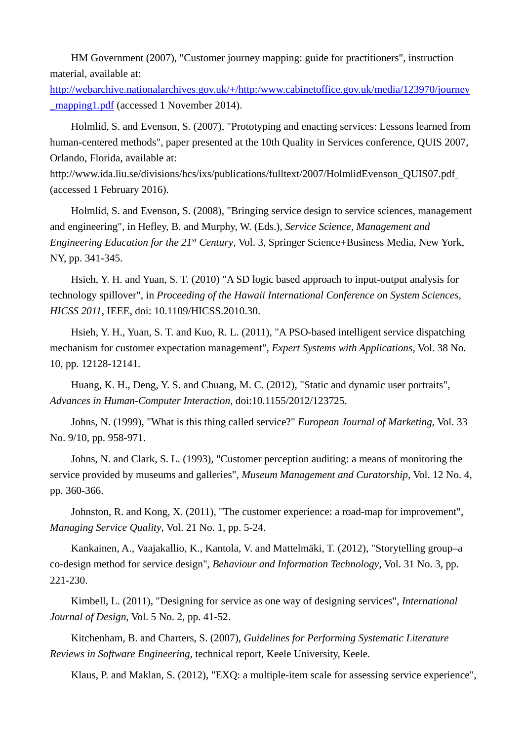HM Government (2007), "Customer journey mapping: guide for practitioners", instruction material, available at: [http://webarchive.nationalarchives.gov.uk/+/http:/www.cabinetoffice.gov.uk/media/123970/journey_mapping1.pdf](http://webarchive.nationalarchives.gov.uk/+/http:/www.cabinetoffice.gov.uk/media/123970/journey_mapping1.pdf) (accessed 1 November 2014).

Holmlid, S. and Evenson, S. (2007), "Prototyping and enacting services: Lessons learned from human-centered methods", paper presented at the 10th Quality in Services conference, QUIS 2007, Orlando, Florida, available at: http://www.ida.liu.se/divisions/hcs/ixs/publications/fulltext/2007/HolmlidEvenson_QUIS07.pdf (accessed 1 February 2016).

Holmlid, S. and Evenson, S. (2008), "Bringing service design to service sciences, management and engineering", in Hefley, B. and Murphy, W. (Eds.), *Service Science, Management and Engineering Education for the 21st Century*, Vol. 3, Springer Science+Business Media, New York, NY, pp. 341-345.

Hsieh, Y. H. and Yuan, S. T. (2010) "A SD logic based approach to input-output analysis for technology spillover", in *Proceeding of the Hawaii International Conference on System Sciences, HICSS 2011*, IEEE, doi: 10.1109/HICSS.2010.30.

Hsieh, Y. H., Yuan, S. T. and Kuo, R. L. (2011), "A PSO-based intelligent service dispatching mechanism for customer expectation management", *Expert Systems with Applications*, Vol. 38 No. 10, pp. 12128-12141.

Huang, K. H., Deng, Y. S. and Chuang, M. C. (2012), "Static and dynamic user portraits", *Advances in Human-Computer Interaction*, doi:10.1155/2012/123725.

Johns, N. (1999), "What is this thing called service?" *European Journal of Marketing*, Vol. 33 No. 9/10, pp. 958-971.

Johns, N. and Clark, S. L. (1993), "Customer perception auditing: a means of monitoring the service provided by museums and galleries", *Museum Management and Curatorship*, Vol. 12 No. 4, pp. 360-366.

Johnston, R. and Kong, X. (2011), "The customer experience: a road-map for improvement", *Managing Service Quality*, Vol. 21 No. 1, pp. 5-24.

Kankainen, A., Vaajakallio, K., Kantola, V. and Mattelmäki, T. (2012), "Storytelling group–a co-design method for service design", *Behaviour and Information Technology*, Vol. 31 No. 3, pp. 221-230.

Kimbell, L. (2011), "Designing for service as one way of designing services", *International Journal of Design*, Vol. 5 No. 2, pp. 41-52.

Kitchenham, B. and Charters, S. (2007), *Guidelines for Performing Systematic Literature Reviews in Software Engineering*, technical report, Keele University, Keele.

Klaus, P. and Maklan, S. (2012), "EXQ: a multiple-item scale for assessing service experience",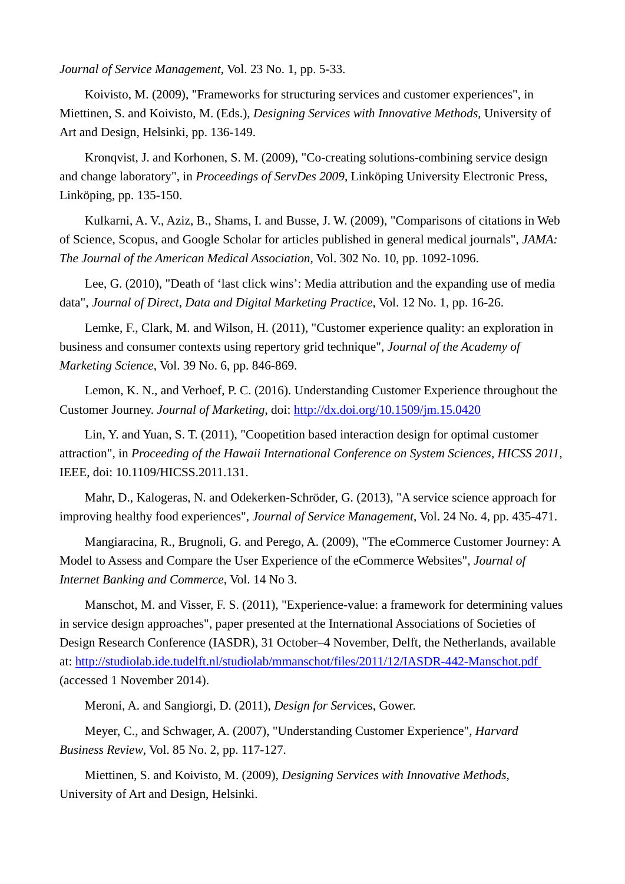*Journal of Service Management*, Vol. 23 No. 1, pp. 5-33.

Koivisto, M. (2009), "Frameworks for structuring services and customer experiences", in Miettinen, S. and Koivisto, M. (Eds.), *Designing Services with Innovative Methods*, University of Art and Design, Helsinki, pp. 136-149.

Kronqvist, J. and Korhonen, S. M. (2009), "Co-creating solutions-combining service design and change laboratory", in *Proceedings of ServDes 2009*, Linköping University Electronic Press, Linköping, pp. 135-150.

Kulkarni, A. V., Aziz, B., Shams, I. and Busse, J. W. (2009), "Comparisons of citations in Web of Science, Scopus, and Google Scholar for articles published in general medical journals", *JAMA: The Journal of the American Medical Association*, Vol. 302 No. 10, pp. 1092-1096.

Lee, G. (2010), "Death of 'last click wins': Media attribution and the expanding use of media data", *Journal of Direct, Data and Digital Marketing Practice*, Vol. 12 No. 1, pp. 16-26.

Lemke, F., Clark, M. and Wilson, H. (2011), "Customer experience quality: an exploration in business and consumer contexts using repertory grid technique", *Journal of the Academy of Marketing Science*, Vol. 39 No. 6, pp. 846-869.

Lemon, K. N., and Verhoef, P. C. (2016). Understanding Customer Experience throughout the Customer Journey. *Journal of Marketing*, doi: http://dx.doi.org/10.1509/jm.15.0420

Lin, Y. and Yuan, S. T. (2011), "Coopetition based interaction design for optimal customer attraction", in *Proceeding of the Hawaii International Conference on System Sciences, HICSS 2011*, IEEE, doi: 10.1109/HICSS.2011.131.

Mahr, D., Kalogeras, N. and Odekerken-Schröder, G. (2013), "A service science approach for improving healthy food experiences", *Journal of Service Management*, Vol. 24 No. 4, pp. 435-471.

Mangiaracina, R., Brugnoli, G. and Perego, A. (2009), "The eCommerce Customer Journey: A Model to Assess and Compare the User Experience of the eCommerce Websites", *Journal of Internet Banking and Commerce*, Vol. 14 No 3.

Manschot, M. and Visser, F. S. (2011), "Experience-value: a framework for determining values in service design approaches", paper presented at the International Associations of Societies of Design Research Conference (IASDR), 31 October–4 November, Delft, the Netherlands, available at: http://studiolab.ide.tudelft.nl/studiolab/mmanschot/files/2011/12/IASDR-442-Manschot.pdf (accessed 1 November 2014).

Meroni, A. and Sangiorgi, D. (2011), *Design for Services*, Gower.

Meyer, C., and Schwager, A. (2007), "Understanding Customer Experience", *Harvard Business Review*, Vol. 85 No. 2, pp. 117-127.

Miettinen, S. and Koivisto, M. (2009), *Designing Services with Innovative Methods*, University of Art and Design, Helsinki.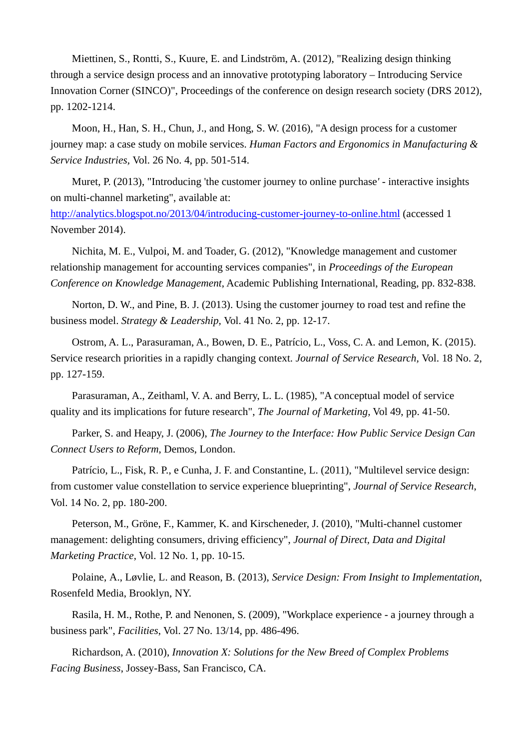Miettinen, S., Rontti, S., Kuure, E. and Lindström, A. (2012), "Realizing design thinking through a service design process and an innovative prototyping laboratory – Introducing Service Innovation Corner (SINCO)", Proceedings of the conference on design research society (DRS 2012), pp. 1202-1214.

Moon, H., Han, S. H., Chun, J., and Hong, S. W. (2016), "A design process for a customer journey map: a case study on mobile services. *Human Factors and Ergonomics in Manufacturing & Service Industries*, Vol. 26 No. 4, pp. 501-514.

Muret, P. (2013), "Introducing 'the customer journey to online purchase' - interactive insights on multi-channel marketing", available at: [http://analytics.blogspot.no/2013/04/introducing-customer-journey-to-online.html](http://analytics.blogspot.no/2013/04/introducing-customer-journey-to-online.html) (accessed 1 November 2014).

Nichita, M. E., Vulpoi, M. and Toader, G. (2012), "Knowledge management and customer relationship management for accounting services companies", in *Proceedings of the European Conference on Knowledge Management*, Academic Publishing International, Reading, pp. 832-838.

Norton, D. W., and Pine, B. J. (2013). Using the customer journey to road test and refine the business model. *Strategy & Leadership*, Vol. 41 No. 2, pp. 12-17.

Ostrom, A. L., Parasuraman, A., Bowen, D. E., Patrício, L., Voss, C. A. and Lemon, K. (2015). Service research priorities in a rapidly changing context. *Journal of Service Research*, Vol. 18 No. 2, pp. 127-159.

Parasuraman, A., Zeithaml, V. A. and Berry, L. L. (1985), "A conceptual model of service quality and its implications for future research", *The Journal of Marketing*, Vol 49, pp. 41-50.

Parker, S. and Heapy, J. (2006), *The Journey to the Interface: How Public Service Design Can Connect Users to Reform*, Demos, London.

Patrício, L., Fisk, R. P., e Cunha, J. F. and Constantine, L. (2011), "Multilevel service design: from customer value constellation to service experience blueprinting", *Journal of Service Research*, Vol. 14 No. 2, pp. 180-200.

Peterson, M., Gröne, F., Kammer, K. and Kirscheneder, J. (2010), "Multi-channel customer management: delighting consumers, driving efficiency", *Journal of Direct, Data and Digital Marketing Practice*, Vol. 12 No. 1, pp. 10-15.

Polaine, A., Løvlie, L. and Reason, B. (2013), *Service Design: From Insight to Implementation*, Rosenfeld Media, Brooklyn, NY.

Rasila, H. M., Rothe, P. and Nenonen, S. (2009), "Workplace experience - a journey through a business park", *Facilities*, Vol. 27 No. 13/14, pp. 486-496.

Richardson, A. (2010), *Innovation X: Solutions for the New Breed of Complex Problems Facing Business*, Jossey-Bass, San Francisco, CA.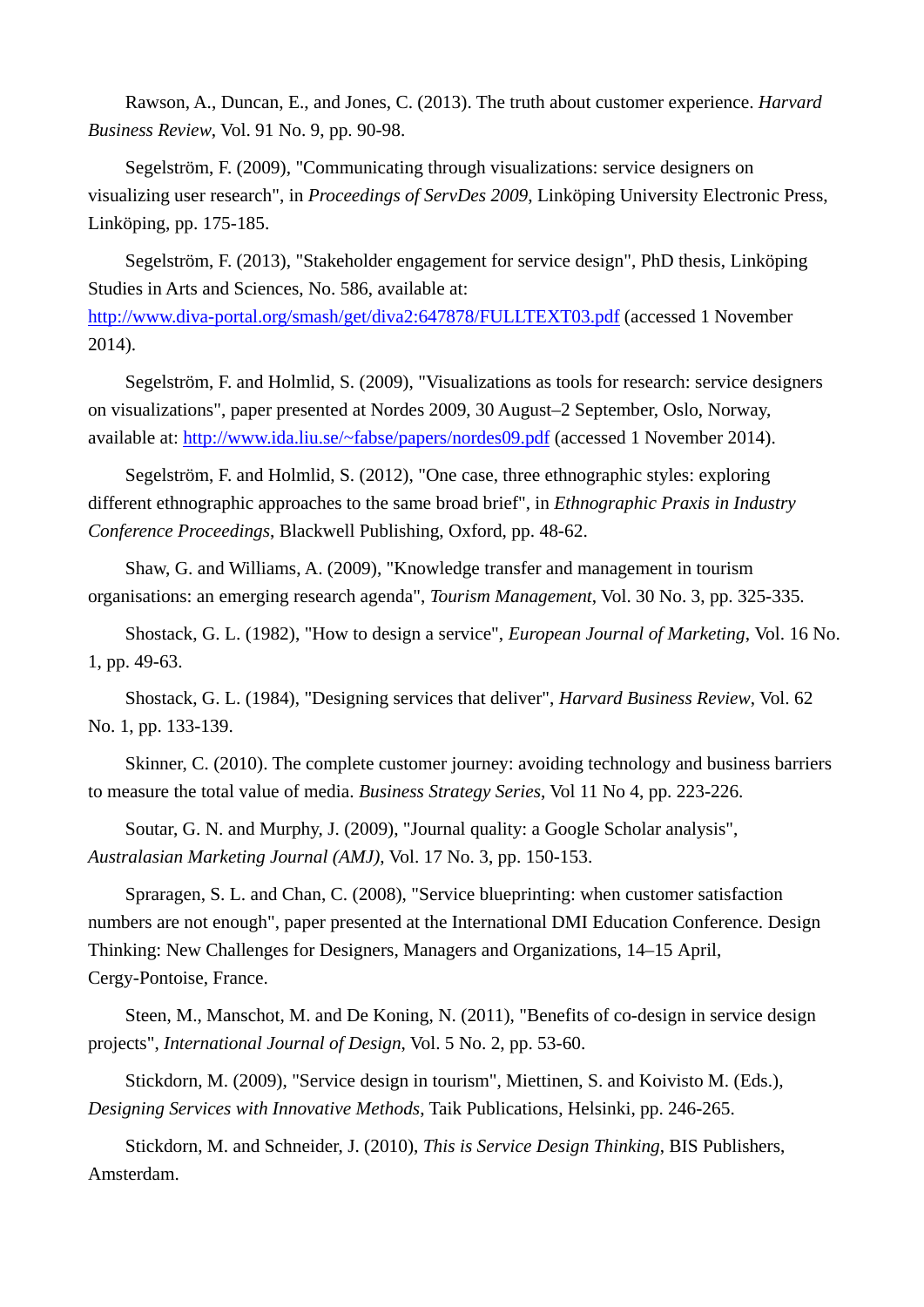Rawson, A., Duncan, E., and Jones, C. (2013). The truth about customer experience. *Harvard Business Review*, Vol. 91 No. 9, pp. 90-98.

Segelström, F. (2009), "Communicating through visualizations: service designers on visualizing user research", in *Proceedings of ServDes 2009*, Linköping University Electronic Press, Linköping, pp. 175-185.

Segelström, F. (2013), "Stakeholder engagement for service design", PhD thesis, Linköping Studies in Arts and Sciences, No. 586, available at: [http://www.diva-portal.org/smash/get/diva2:647878/FULLTEXT03.pdf](http://www.diva-portal.org/smash/get/diva2:647878/FULLTEXT03.pdf) (accessed 1 November 2014).

Segelström, F. and Holmlid, S. (2009), "Visualizations as tools for research: service designers on visualizations", paper presented at Nordes 2009, 30 August–2 September, Oslo, Norway, available at: [http://www.ida.liu.se/~fabse/papers/nordes09.pdf](http://www.ida.liu.se/~fabse/papers/nordes09.pdf) (accessed 1 November 2014).

Segelström, F. and Holmlid, S. (2012), "One case, three ethnographic styles: exploring different ethnographic approaches to the same broad brief", in *Ethnographic Praxis in Industry Conference Proceedings*, Blackwell Publishing, Oxford, pp. 48-62.

Shaw, G. and Williams, A. (2009), "Knowledge transfer and management in tourism organisations: an emerging research agenda", *Tourism Management*, Vol. 30 No. 3, pp. 325-335.

Shostack, G. L. (1982), "How to design a service", *European Journal of Marketing*, Vol. 16 No. 1, pp. 49-63.

Shostack, G. L. (1984), "Designing services that deliver", *Harvard Business Review*, Vol. 62 No. 1, pp. 133-139.

Skinner, C. (2010). The complete customer journey: avoiding technology and business barriers to measure the total value of media. *Business Strategy Series*, Vol 11 No 4, pp. 223-226.

Soutar, G. N. and Murphy, J. (2009), "Journal quality: a Google Scholar analysis", *Australasian Marketing Journal (AMJ)*, Vol. 17 No. 3, pp. 150-153.

Spraragen, S. L. and Chan, C. (2008), "Service blueprinting: when customer satisfaction numbers are not enough", paper presented at the International DMI Education Conference. Design Thinking: New Challenges for Designers, Managers and Organizations, 14–15 April, Cergy-Pontoise, France.

Steen, M., Manschot, M. and De Koning, N. (2011), "Benefits of co-design in service design projects", *International Journal of Design*, Vol. 5 No. 2, pp. 53-60.

Stickdorn, M. (2009), "Service design in tourism", Miettinen, S. and Koivisto M. (Eds.), *Designing Services with Innovative Methods*, Taik Publications, Helsinki, pp. 246-265.

Stickdorn, M. and Schneider, J. (2010), *This is Service Design Thinking*, BIS Publishers, Amsterdam.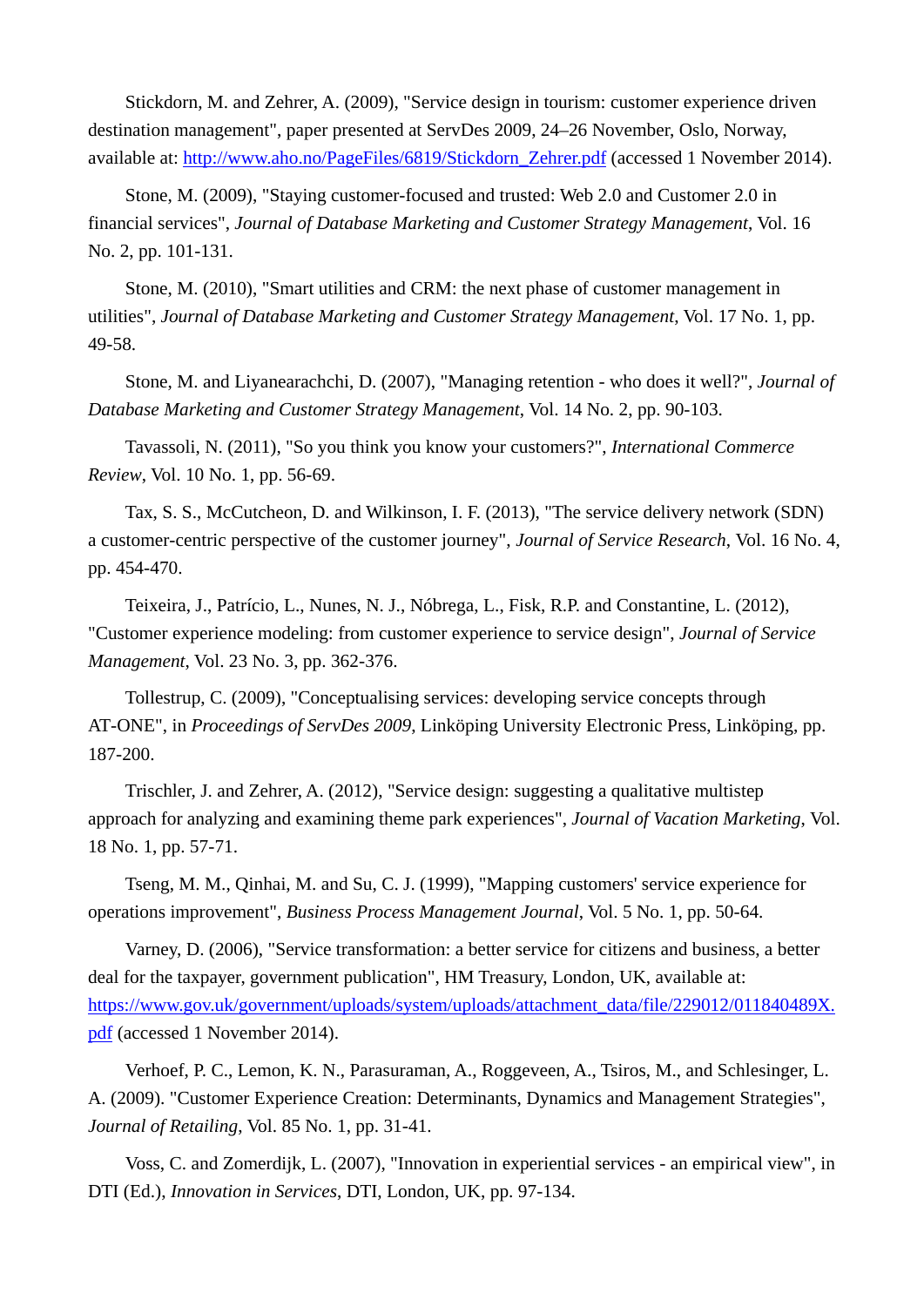Stickdorn, M. and Zehrer, A. (2009), "Service design in tourism: customer experience driven destination management", paper presented at ServDes 2009, 24–26 November, Oslo, Norway, available at: [http://www.aho.no/PageFiles/6819/Stickdorn_Zehrer.pdf](http://www.aho.no/PageFiles/6819/Stickdorn_Zehrer.pdf) (accessed 1 November 2014).

Stone, M. (2009), "Staying customer-focused and trusted: Web 2.0 and Customer 2.0 in financial services", *Journal of Database Marketing and Customer Strategy Management*, Vol. 16 No. 2, pp. 101-131.

Stone, M. (2010), "Smart utilities and CRM: the next phase of customer management in utilities", *Journal of Database Marketing and Customer Strategy Management*, Vol. 17 No. 1, pp. 49-58.

Stone, M. and Liyanearachchi, D. (2007), "Managing retention - who does it well?", *Journal of Database Marketing and Customer Strategy Management*, Vol. 14 No. 2, pp. 90-103.

Tavassoli, N. (2011), "So you think you know your customers?", *International Commerce Review*, Vol. 10 No. 1, pp. 56-69.

Tax, S. S., McCutcheon, D. and Wilkinson, I. F. (2013), "The service delivery network (SDN) a customer-centric perspective of the customer journey", *Journal of Service Research*, Vol. 16 No. 4, pp. 454-470.

Teixeira, J., Patrício, L., Nunes, N. J., Nóbrega, L., Fisk, R.P. and Constantine, L. (2012), "Customer experience modeling: from customer experience to service design", *Journal of Service Management*, Vol. 23 No. 3, pp. 362-376.

Tollestrup, C. (2009), "Conceptualising services: developing service concepts through AT-ONE", in *Proceedings of ServDes 2009*, Linköping University Electronic Press, Linköping, pp. 187-200.

Trischler, J. and Zehrer, A. (2012), "Service design: suggesting a qualitative multistep approach for analyzing and examining theme park experiences", *Journal of Vacation Marketing*, Vol. 18 No. 1, pp. 57-71.

Tseng, M. M., Qinhai, M. and Su, C. J. (1999), "Mapping customers' service experience for operations improvement", *Business Process Management Journal*, Vol. 5 No. 1, pp. 50-64.

Varney, D. (2006), "Service transformation: a better service for citizens and business, a better deal for the taxpayer, government publication", HM Treasury, London, UK, available at: [https://www.gov.uk/government/uploads/system/uploads/attachment_data/file/229012/011840489X.pdf](https://www.gov.uk/government/uploads/system/uploads/attachment_data/file/229012/011840489X.pdf) (accessed 1 November 2014).

Verhoef, P. C., Lemon, K. N., Parasuraman, A., Roggeveen, A., Tsiros, M., and Schlesinger, L. A. (2009). "Customer Experience Creation: Determinants, Dynamics and Management Strategies", *Journal of Retailing*, Vol. 85 No. 1, pp. 31-41.

Voss, C. and Zomerdijk, L. (2007), "Innovation in experiential services - an empirical view", in DTI (Ed.), *Innovation in Services*, DTI, London, UK, pp. 97-134.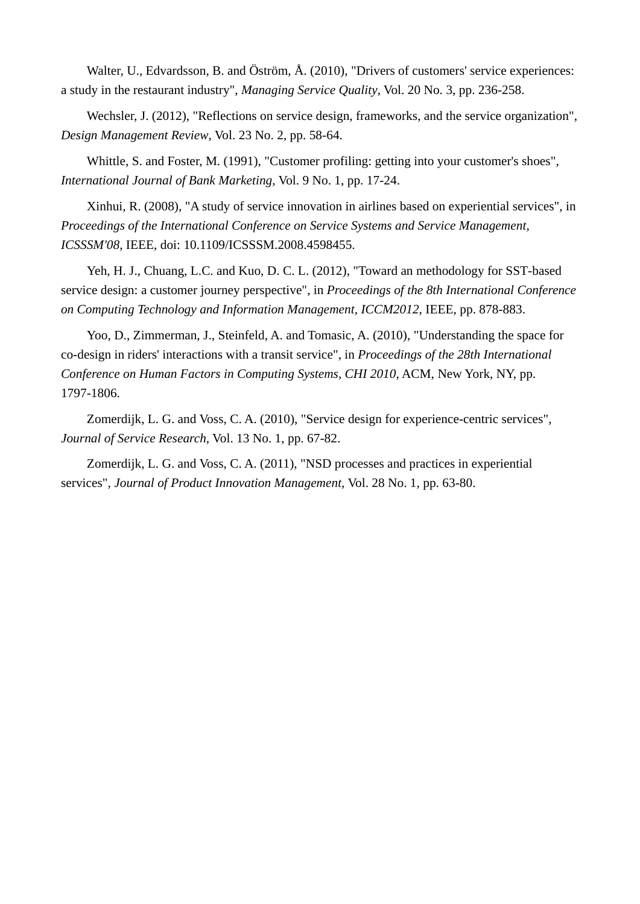Walter, U., Edvardsson, B. and Öström, Å. (2010), "Drivers of customers' service experiences: a study in the restaurant industry", *Managing Service Quality*, Vol. 20 No. 3, pp. 236-258.

Wechsler, J. (2012), "Reflections on service design, frameworks, and the service organization", *Design Management Review*, Vol. 23 No. 2, pp. 58-64.

Whittle, S. and Foster, M. (1991), "Customer profiling: getting into your customer's shoes", *International Journal of Bank Marketing*, Vol. 9 No. 1, pp. 17-24.

Xinhui, R. (2008), "A study of service innovation in airlines based on experiential services", in *Proceedings of the International Conference on Service Systems and Service Management, ICSSSM'08*, IEEE, doi: 10.1109/ICSSSM.2008.4598455.

Yeh, H. J., Chuang, L.C. and Kuo, D. C. L. (2012), "Toward an methodology for SST-based service design: a customer journey perspective", in *Proceedings of the 8th International Conference on Computing Technology and Information Management, ICCM2012*, IEEE, pp. 878-883.

Yoo, D., Zimmerman, J., Steinfeld, A. and Tomasic, A. (2010), "Understanding the space for co-design in riders' interactions with a transit service", in *Proceedings of the 28th International Conference on Human Factors in Computing Systems, CHI 2010*, ACM, New York, NY, pp. 1797-1806.

Zomerdijk, L. G. and Voss, C. A. (2010), "Service design for experience-centric services", *Journal of Service Research*, Vol. 13 No. 1, pp. 67-82.

Zomerdijk, L. G. and Voss, C. A. (2011), "NSD processes and practices in experiential services", *Journal of Product Innovation Management*, Vol. 28 No. 1, pp. 63-80.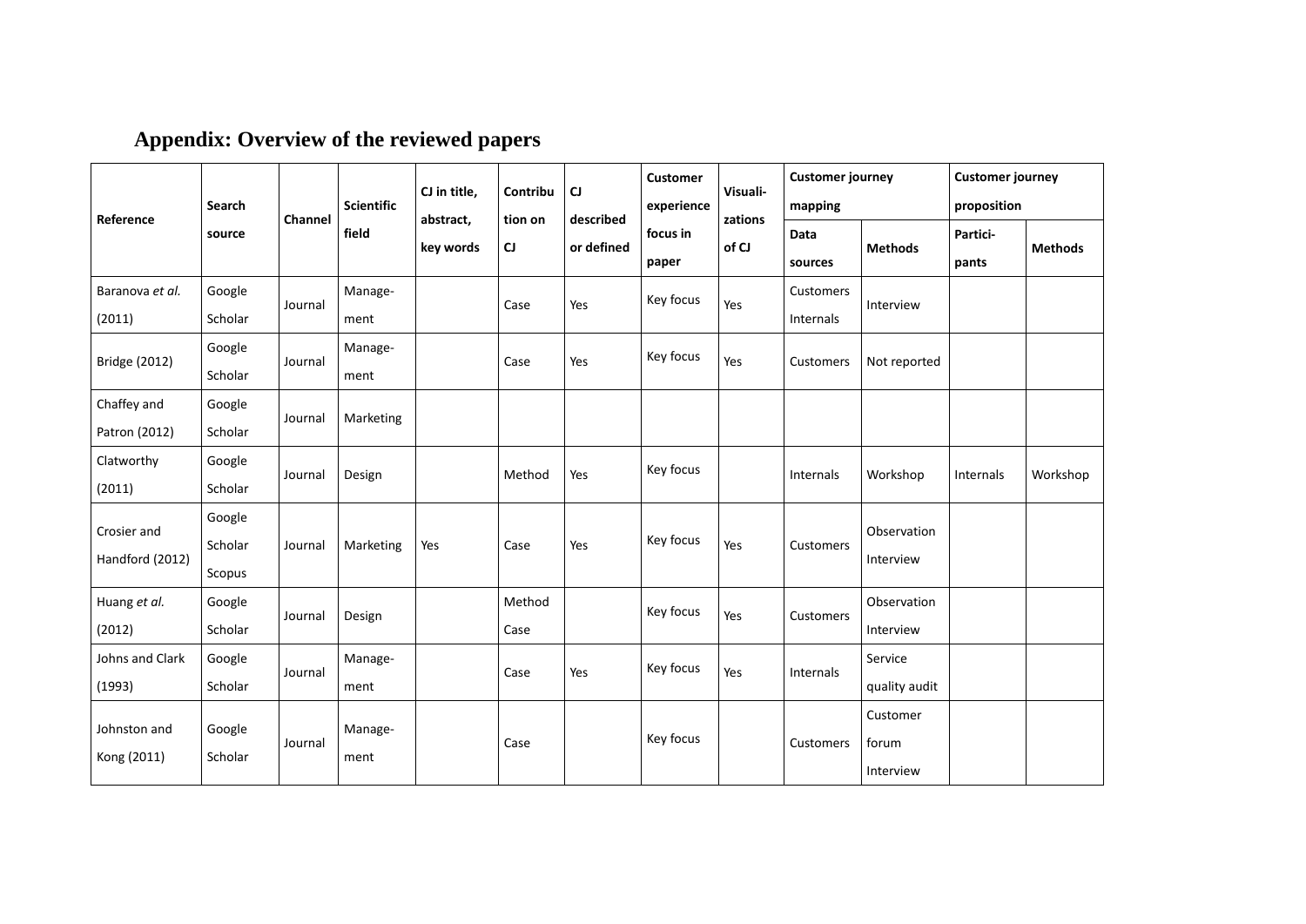## Appendix: Overview of the reviewed papers

| Reference | Search source | Channel | Scientific field | CJ in title, abstract, key words | Contribution on CJ | CJ described or defined | Customer experience focus in paper | Visualizations of CJ | Customer journey mapping | | Customer journey proposition | |
|---|---|---|---|---|---|---|---|---|---|---|---|---|
| | | | | | | | | | Data sources | Methods | Participants | Methods |
| Baranova *et al.* (2011) | Google Scholar | Journal | Management | | Case | Yes | Key focus | Yes | Customers Internals | Interview | | |
| Bridge (2012) | Google Scholar | Journal | Management | | Case | Yes | Key focus | Yes | Customers | Not reported | | |
| Chaffey and Patron (2012) | Google Scholar | Journal | Marketing | | | | | | | | | |
| Clatworthy (2011) | Google Scholar | Journal | Design | | Method | Yes | Key focus | | Internals | Workshop | Internals | Workshop |
| Crosier and Handford (2012) | Google Scholar Scopus | Journal | Marketing | Yes | Case | Yes | Key focus | Yes | Customers | Observation Interview | | |
| Huang *et al.* (2012) | Google Scholar | Journal | Design | | Method Case | | Key focus | Yes | Customers | Observation Interview | | |
| Johns and Clark (1993) | Google Scholar | Journal | Management | | Case | Yes | Key focus | Yes | Internals | Service quality audit | | |
| Johnston and Kong (2011) | Google Scholar | Journal | Management | | Case | | Key focus | | Customers | Customer forum Interview | | |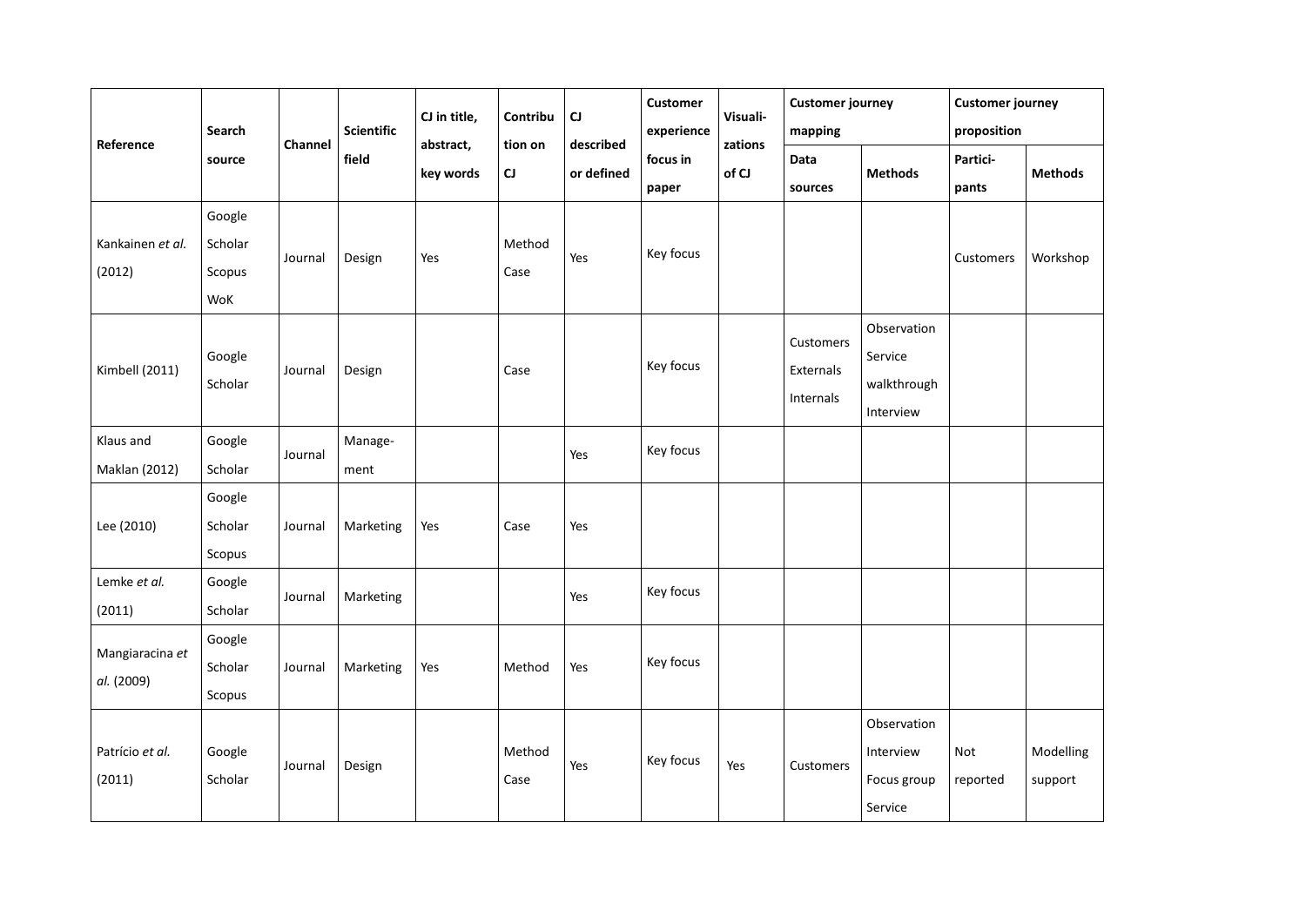| Reference | Search source | Channel | Scientific field | CJ in title, abstract, key words | Contribution on CJ | CJ described or defined | Customer experience focus in paper | Visualizations of CJ | Customer journey mapping | | Customer journey proposition | |
|---|---|---|---|---|---|---|---|---|---|---|---|---|
| | | | | | | | | | Data sources | Methods | Participants | Methods |
| Kankainen *et al.* (2012) | Google Scholar Scopus WoK | Journal | Design | Yes | Method Case | Yes | Key focus | | | | Customers | Workshop |
| Kimbell (2011) | Google Scholar | Journal | Design | | Case | | Key focus | | Customers Externals Internals | Observation Service walkthrough Interview | | |
| Klaus and Maklan (2012) | Google Scholar | Journal | Management | | | Yes | Key focus | | | | | |
| Lee (2010) | Google Scholar Scopus | Journal | Marketing | Yes | Case | Yes | | | | | | |
| Lemke *et al.* (2011) | Google Scholar | Journal | Marketing | | | Yes | Key focus | | | | | |
| Mangiaracina *et al.* (2009) | Google Scholar Scopus | Journal | Marketing | Yes | Method | Yes | Key focus | | | | | |
| Patrício *et al.* (2011) | Google Scholar | Journal | Design | | Method Case | Yes | Key focus | Yes | Customers | Observation Interview Focus group Service | Not reported | Modelling support |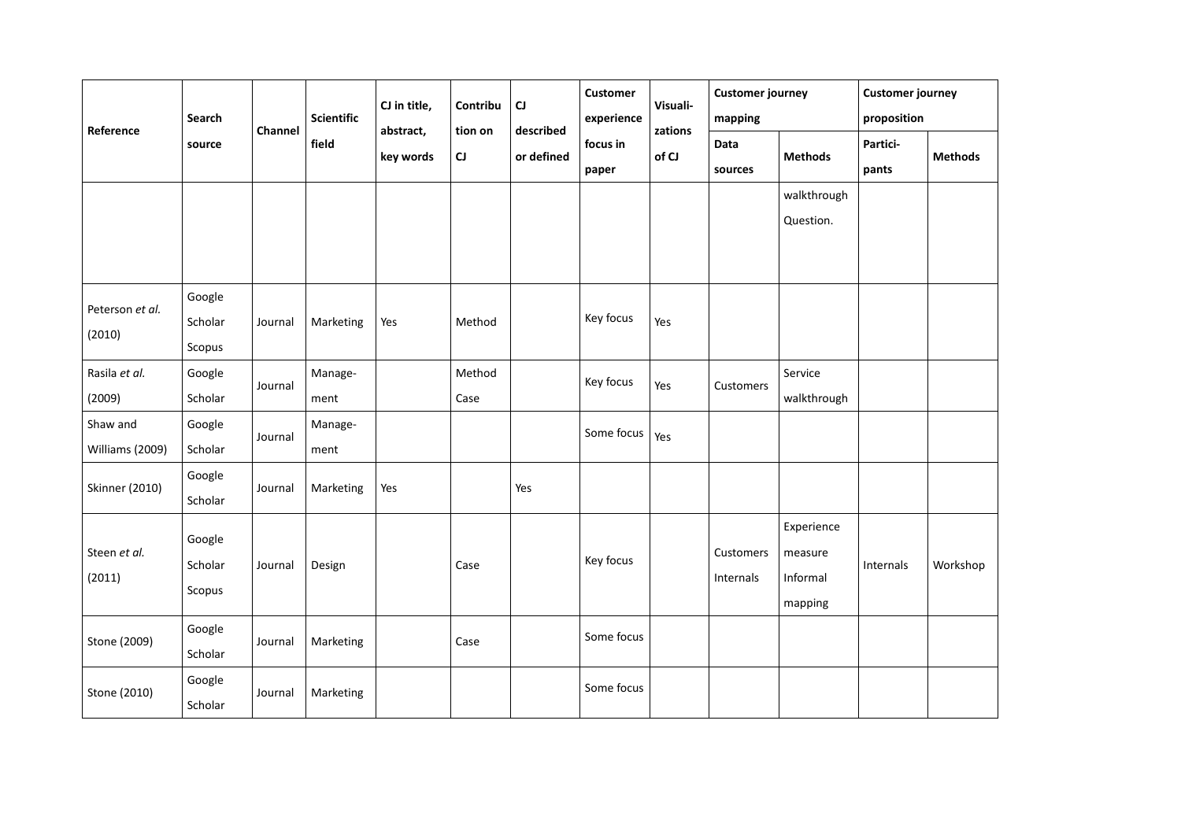| Reference | Search source | Channel | Scientific field | CJ in title, abstract, key words | Contribution on CJ | CJ described or defined | Customer experience focus in paper | Visualizations of CJ | Customer journey mapping | | Customer journey proposition | |
|---|---|---|---|---|---|---|---|---|---|---|---|---|
| | | | | | | | | | Data sources | Methods | Participants | Methods |
| | | | | | | | | | | walkthrough Question. | | |
| Peterson *et al.* (2010) | Google Scholar Scopus | Journal | Marketing | Yes | Method | | Key focus | Yes | | | | |
| Rasila *et al.* (2009) | Google Scholar | Journal | Management | | Method Case | | Key focus | Yes | Customers | Service walkthrough | | |
| Shaw and Williams (2009) | Google Scholar | Journal | Management | | | | Some focus | Yes | | | | |
| Skinner (2010) | Google Scholar | Journal | Marketing | Yes | | Yes | | | | | | |
| Steen *et al.* (2011) | Google Scholar Scopus | Journal | Design | | Case | | Key focus | | Customers Internals | Experience measure Informal mapping | Internals | Workshop |
| Stone (2009) | Google Scholar | Journal | Marketing | | Case | | Some focus | | | | | |
| Stone (2010) | Google Scholar | Journal | Marketing | | | | Some focus | | | | | |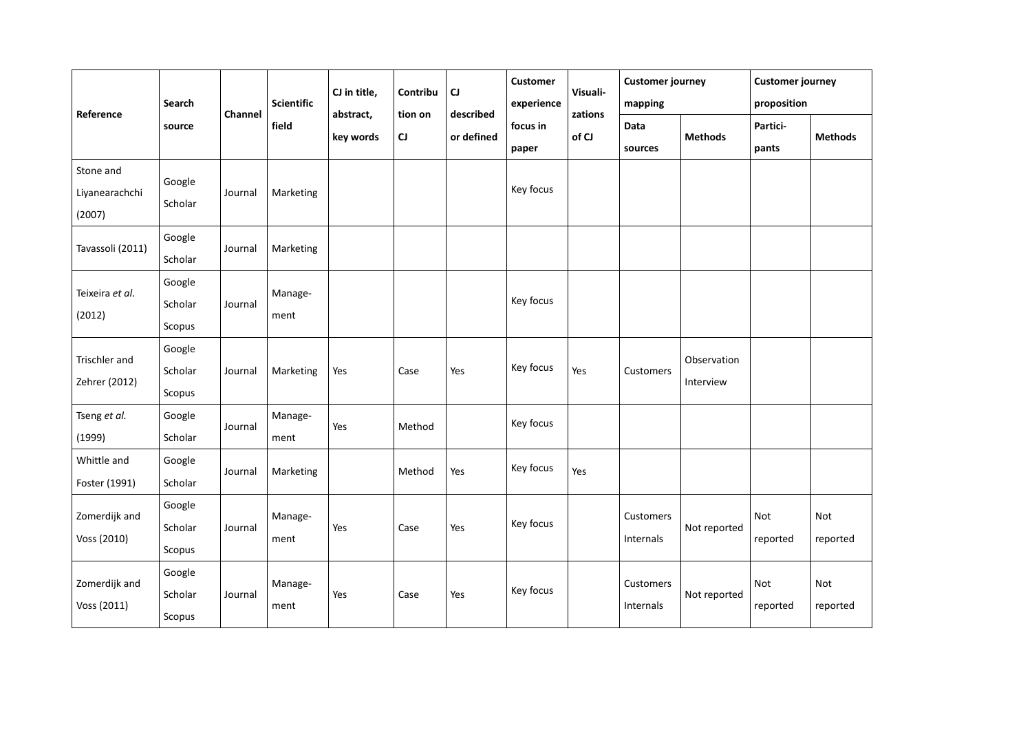| Reference | Search source | Channel | Scientific field | CJ in title, abstract, key words | Contribution on CJ | CJ described or defined | Customer experience focus in paper | Visualizations of CJ | Customer journey mapping | | Customer journey proposition | |
|---|---|---|---|---|---|---|---|---|---|---|---|---|
| | | | | | | | | | Data sources | Methods | Participants | Methods |
| Stone and Liyanearachchi (2007) | Google Scholar | Journal | Marketing | | | | Key focus | | | | | |
| Tavassoli (2011) | Google Scholar | Journal | Marketing | | | | | | | | | |
| Teixeira *et al.* (2012) | Google Scholar Scopus | Journal | Management | | | | Key focus | | | | | |
| Trischler and Zehrer (2012) | Google Scholar Scopus | Journal | Marketing | Yes | Case | Yes | Key focus | Yes | Customers | Observation Interview | | |
| Tseng *et al.* (1999) | Google Scholar | Journal | Management | Yes | Method | | Key focus | | | | | |
| Whittle and Foster (1991) | Google Scholar | Journal | Marketing | | Method | Yes | Key focus | Yes | | | | |
| Zomerdijk and Voss (2010) | Google Scholar Scopus | Journal | Management | Yes | Case | Yes | Key focus | | Customers Internals | Not reported | Not reported | Not reported |
| Zomerdijk and Voss (2011) | Google Scholar Scopus | Journal | Management | Yes | Case | Yes | Key focus | | Customers Internals | Not reported | Not reported | Not reported |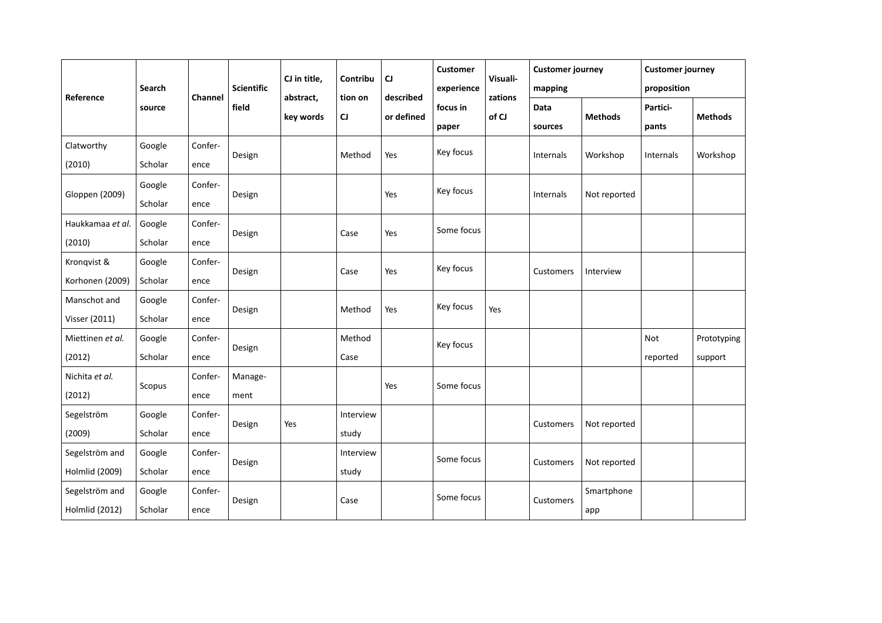| Reference | Search source | Channel | Scientific field | CJ in title, abstract, key words | Contribution on CJ | CJ described or defined | Customer experience focus in paper | Visualizations of CJ | Customer journey mapping | | Customer journey proposition | |
|---|---|---|---|---|---|---|---|---|---|---|---|---|
| | | | | | | | | | Data sources | Methods | Participants | Methods |
| Clatworthy (2010) | Google Scholar | Conference | Design | | Method | Yes | Key focus | | Internals | Workshop | Internals | Workshop |
| Gloppen (2009) | Google Scholar | Conference | Design | | | Yes | Key focus | | Internals | Not reported | | |
| Haukkamaa *et al.* (2010) | Google Scholar | Conference | Design | | Case | Yes | Some focus | | | | | |
| Kronqvist & Korhonen (2009) | Google Scholar | Conference | Design | | Case | Yes | Key focus | | Customers | Interview | | |
| Manschot and Visser (2011) | Google Scholar | Conference | Design | | Method | Yes | Key focus | Yes | | | | |
| Miettinen *et al.* (2012) | Google Scholar | Conference | Design | | Method Case | | Key focus | | | | Not reported | Prototyping support |
| Nichita *et al.* (2012) | Scopus | Conference | Management | | | Yes | Some focus | | | | | |
| Segelström (2009) | Google Scholar | Conference | Design | Yes | Interview study | | | | Customers | Not reported | | |
| Segelström and Holmlid (2009) | Google Scholar | Conference | Design | | Interview study | | Some focus | | Customers | Not reported | | |
| Segelström and Holmlid (2012) | Google Scholar | Conference | Design | | Case | | Some focus | | Customers | Smartphone app | | |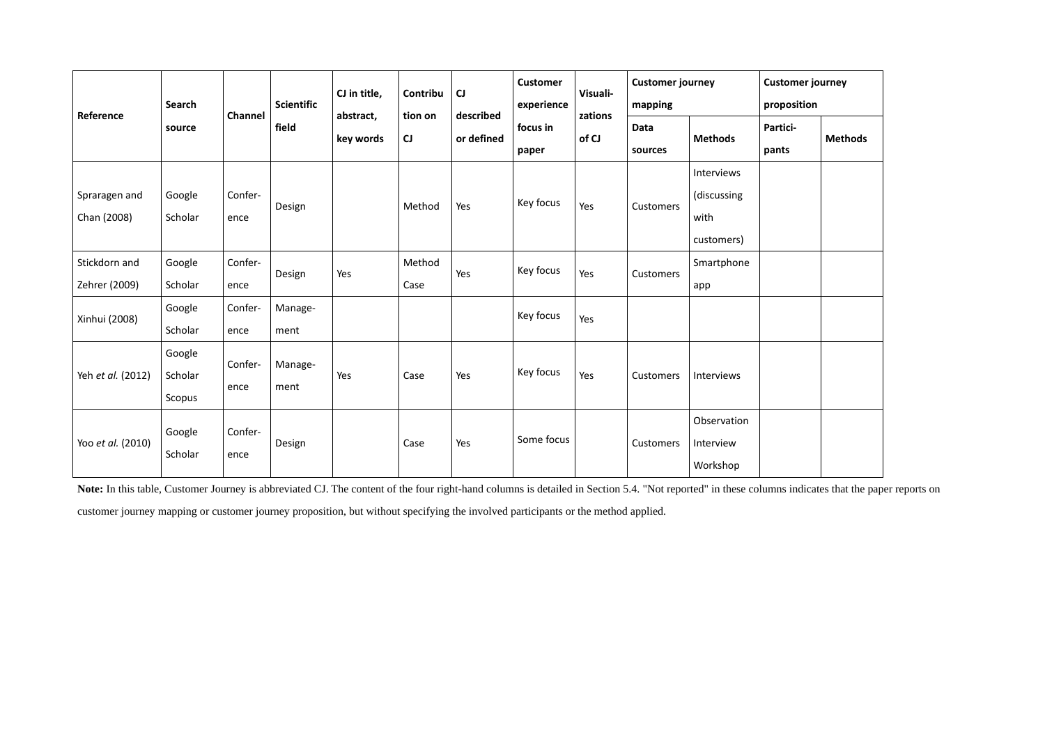| Reference | Search source | Channel | Scientific field | CJ in title, abstract, key words | Contribution on CJ | CJ described or defined | Customer experience focus in paper | Visualizations of CJ | Customer journey mapping | | Customer journey proposition | |
|---|---|---|---|---|---|---|---|---|---|---|---|---|
| | | | | | | | | | Data sources | Methods | Participants | Methods |
| Spraragen and Chan (2008) | Google Scholar | Conference | Design | | Method | Yes | Key focus | Yes | Customers | Interviews (discussing with customers) | | |
| Stickdorn and Zehrer (2009) | Google Scholar | Conference | Design | Yes | Method Case | Yes | Key focus | Yes | Customers | Smartphone app | | |
| Xinhui (2008) | Google Scholar | Conference | Management | | | | Key focus | Yes | | | | |
| Yeh *et al.* (2012) | Google Scholar Scopus | Conference | Management | Yes | Case | Yes | Key focus | Yes | Customers | Interviews | | |
| Yoo *et al.* (2010) | Google Scholar | Conference | Design | | Case | Yes | Some focus | | Customers | Observation Interview Workshop | | |

**Note:** In this table, Customer Journey is abbreviated CJ. The content of the four right-hand columns is detailed in Section 5.4. "Not reported" in these columns indicates that the paper reports on customer journey mapping or customer journey proposition, but without specifying the involved participants or the method applied.